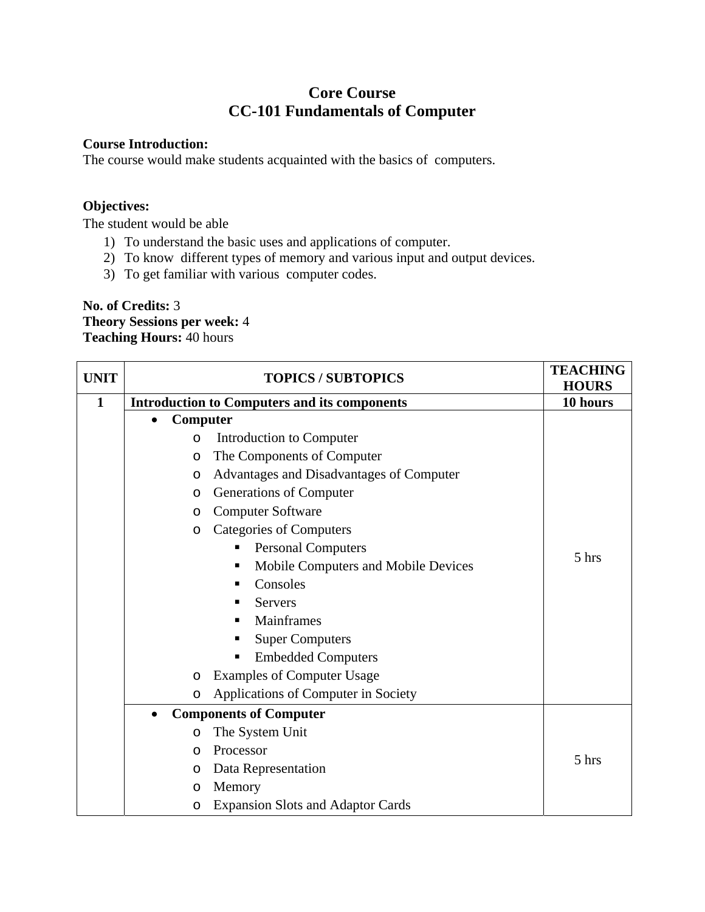# Core Course
## CC-101 Fundamentals of Computer

**Course Introduction:**
The course would make students acquainted with the basics of computers.

**Objectives:**
The student would be able

1) To understand the basic uses and applications of computer.
2) To know different types of memory and various input and output devices.
3) To get familiar with various computer codes.

**No. of Credits:** 3
**Theory Sessions per week:** 4
**Teaching Hours:** 40 hours

| UNIT | TOPICS / SUBTOPICS | TEACHING HOURS |
|---|---|---|
| **1** | **Introduction to Computers and its components** | **10 hours** |
| | • **Computer**<br>o Introduction to Computer<br>o The Components of Computer<br>o Advantages and Disadvantages of Computer<br>o Generations of Computer<br>o Computer Software<br>o Categories of Computers<br>▪ Personal Computers<br>▪ Mobile Computers and Mobile Devices<br>▪ Consoles<br>▪ Servers<br>▪ Mainframes<br>▪ Super Computers<br>▪ Embedded Computers<br>o Examples of Computer Usage<br>o Applications of Computer in Society | 5 hrs |
| | • **Components of Computer**<br>o The System Unit<br>o Processor<br>o Data Representation<br>o Memory<br>o Expansion Slots and Adaptor Cards | 5 hrs |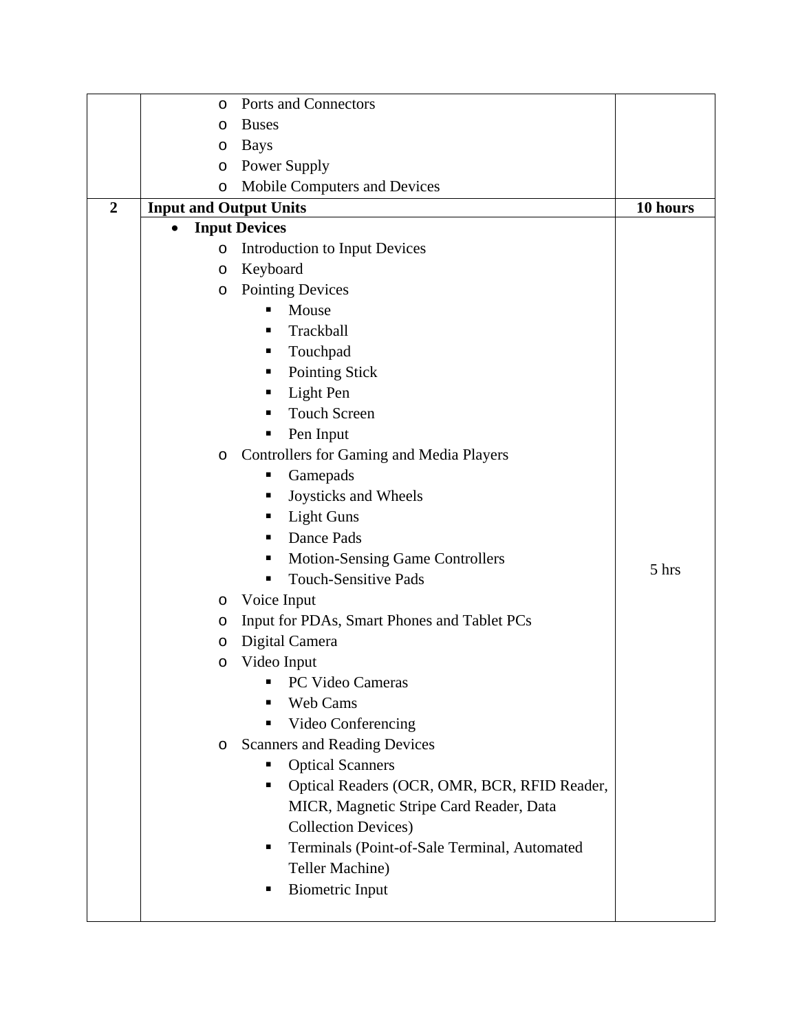| | | |
|---|---|---|
| | ◦ Ports and Connectors<br>◦ Buses<br>◦ Bays<br>◦ Power Supply<br>◦ Mobile Computers and Devices | |
| **2** | **Input and Output Units** | **10 hours** |
| | • **Input Devices**<br>◦ Introduction to Input Devices<br>◦ Keyboard<br>◦ Pointing Devices<br>▪ Mouse<br>▪ Trackball<br>▪ Touchpad<br>▪ Pointing Stick<br>▪ Light Pen<br>▪ Touch Screen<br>▪ Pen Input<br>◦ Controllers for Gaming and Media Players<br>▪ Gamepads<br>▪ Joysticks and Wheels<br>▪ Light Guns<br>▪ Dance Pads<br>▪ Motion-Sensing Game Controllers<br>▪ Touch-Sensitive Pads<br>◦ Voice Input<br>◦ Input for PDAs, Smart Phones and Tablet PCs<br>◦ Digital Camera<br>◦ Video Input<br>▪ PC Video Cameras<br>▪ Web Cams<br>▪ Video Conferencing<br>◦ Scanners and Reading Devices<br>▪ Optical Scanners<br>▪ Optical Readers (OCR, OMR, BCR, RFID Reader, MICR, Magnetic Stripe Card Reader, Data Collection Devices)<br>▪ Terminals (Point-of-Sale Terminal, Automated Teller Machine)<br>▪ Biometric Input | 5 hrs |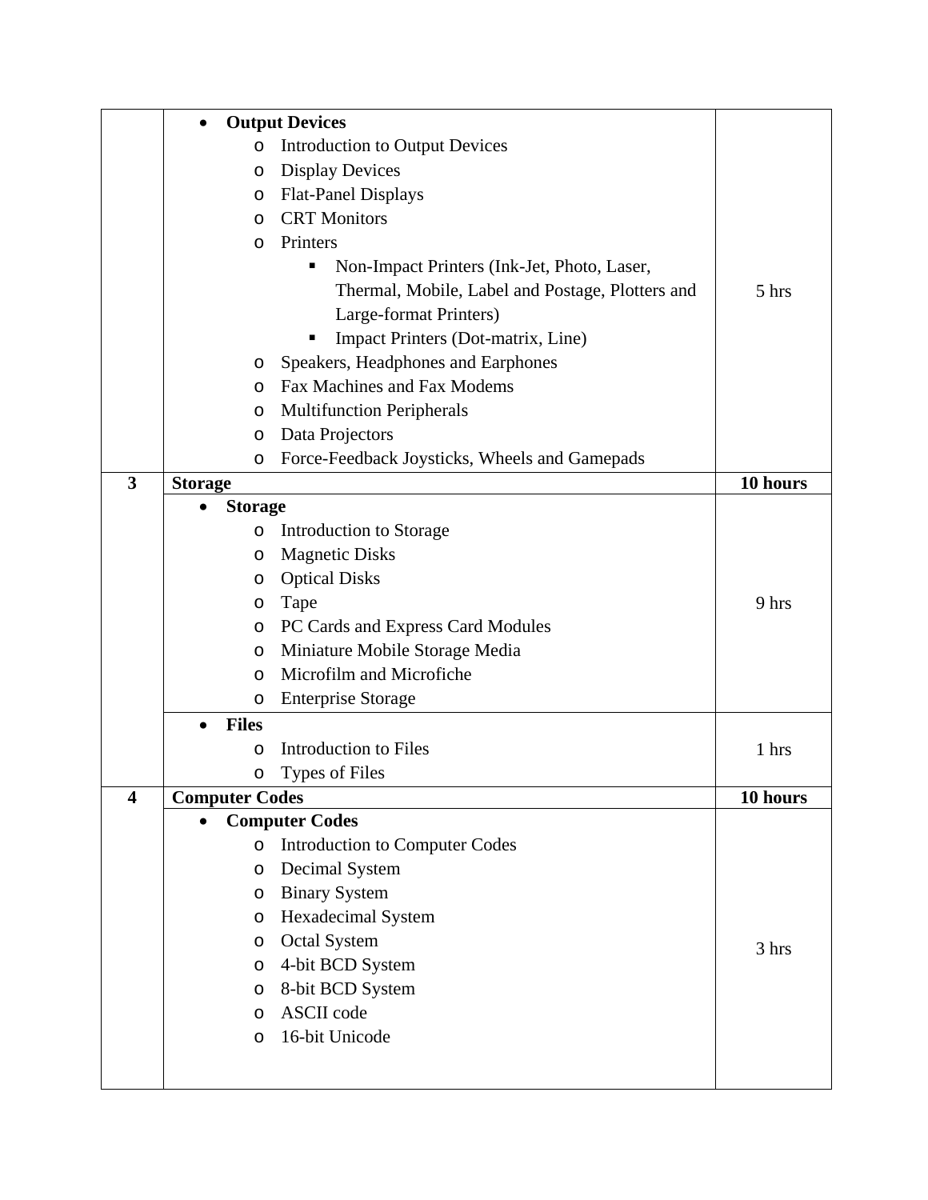| | | |
|---|---|---|
| | • **Output Devices**<br>o Introduction to Output Devices<br>o Display Devices<br>o Flat-Panel Displays<br>o CRT Monitors<br>o Printers<br>▪ Non-Impact Printers (Ink-Jet, Photo, Laser, Thermal, Mobile, Label and Postage, Plotters and Large-format Printers)<br>▪ Impact Printers (Dot-matrix, Line)<br>o Speakers, Headphones and Earphones<br>o Fax Machines and Fax Modems<br>o Multifunction Peripherals<br>o Data Projectors<br>o Force-Feedback Joysticks, Wheels and Gamepads | 5 hrs |
| **3** | **Storage** | **10 hours** |
| | • **Storage**<br>o Introduction to Storage<br>o Magnetic Disks<br>o Optical Disks<br>o Tape<br>o PC Cards and Express Card Modules<br>o Miniature Mobile Storage Media<br>o Microfilm and Microfiche<br>o Enterprise Storage | 9 hrs |
| | • **Files**<br>o Introduction to Files<br>o Types of Files | 1 hrs |
| **4** | **Computer Codes** | **10 hours** |
| | • **Computer Codes**<br>o Introduction to Computer Codes<br>o Decimal System<br>o Binary System<br>o Hexadecimal System<br>o Octal System<br>o 4-bit BCD System<br>o 8-bit BCD System<br>o ASCII code<br>o 16-bit Unicode | 3 hrs |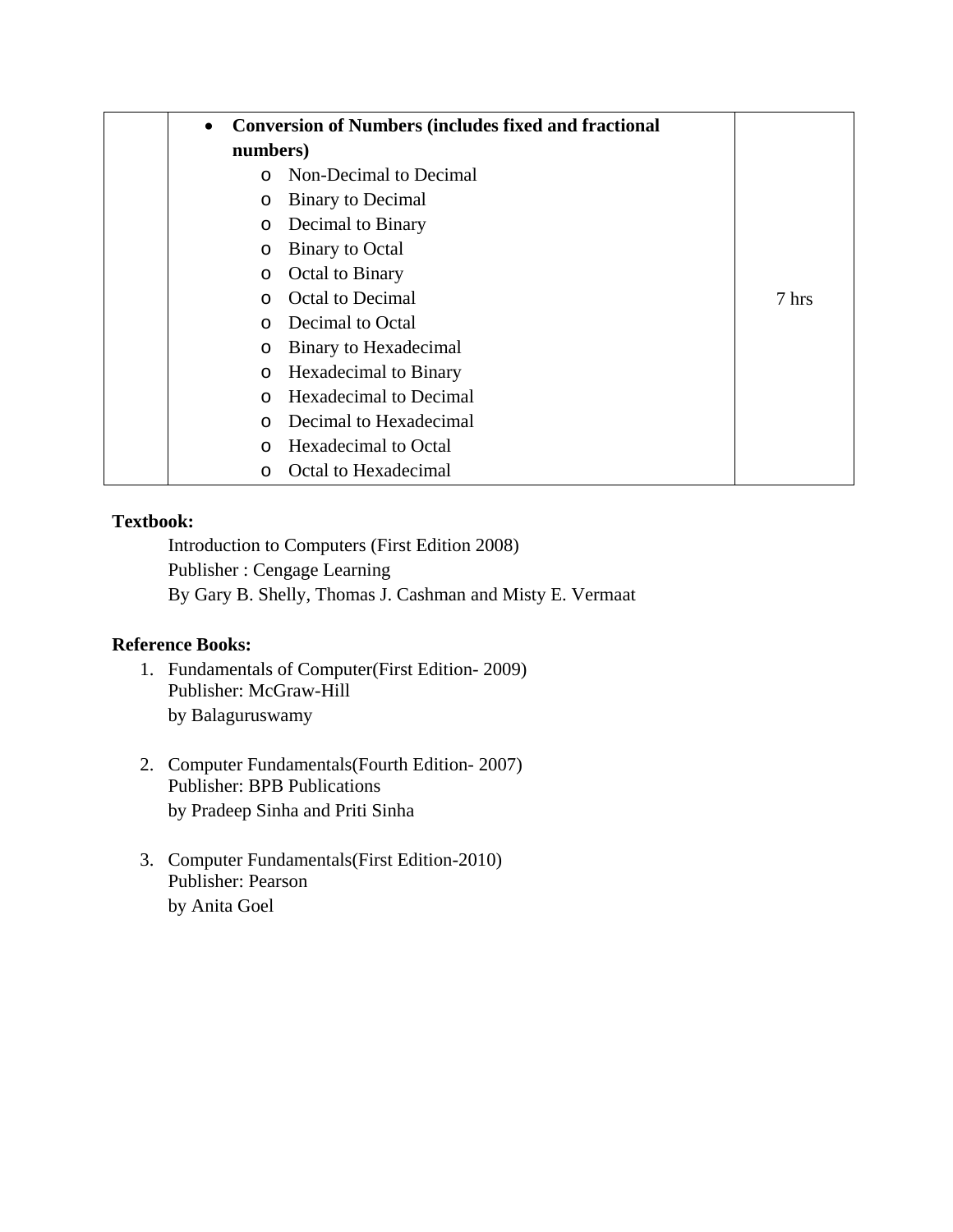| | | |
|---|---|---|
| | • **Conversion of Numbers (includes fixed and fractional numbers)**<br>o Non-Decimal to Decimal<br>o Binary to Decimal<br>o Decimal to Binary<br>o Binary to Octal<br>o Octal to Binary<br>o Octal to Decimal<br>o Decimal to Octal<br>o Binary to Hexadecimal<br>o Hexadecimal to Binary<br>o Hexadecimal to Decimal<br>o Decimal to Hexadecimal<br>o Hexadecimal to Octal<br>o Octal to Hexadecimal | 7 hrs |

**Textbook:**

Introduction to Computers (First Edition 2008)
Publisher : Cengage Learning
By Gary B. Shelly, Thomas J. Cashman and Misty E. Vermaat

**Reference Books:**

1. Fundamentals of Computer(First Edition- 2009)
   Publisher: McGraw-Hill
   by Balaguruswamy

2. Computer Fundamentals(Fourth Edition- 2007)
   Publisher: BPB Publications
   by Pradeep Sinha and Priti Sinha

3. Computer Fundamentals(First Edition-2010)
   Publisher: Pearson
   by Anita Goel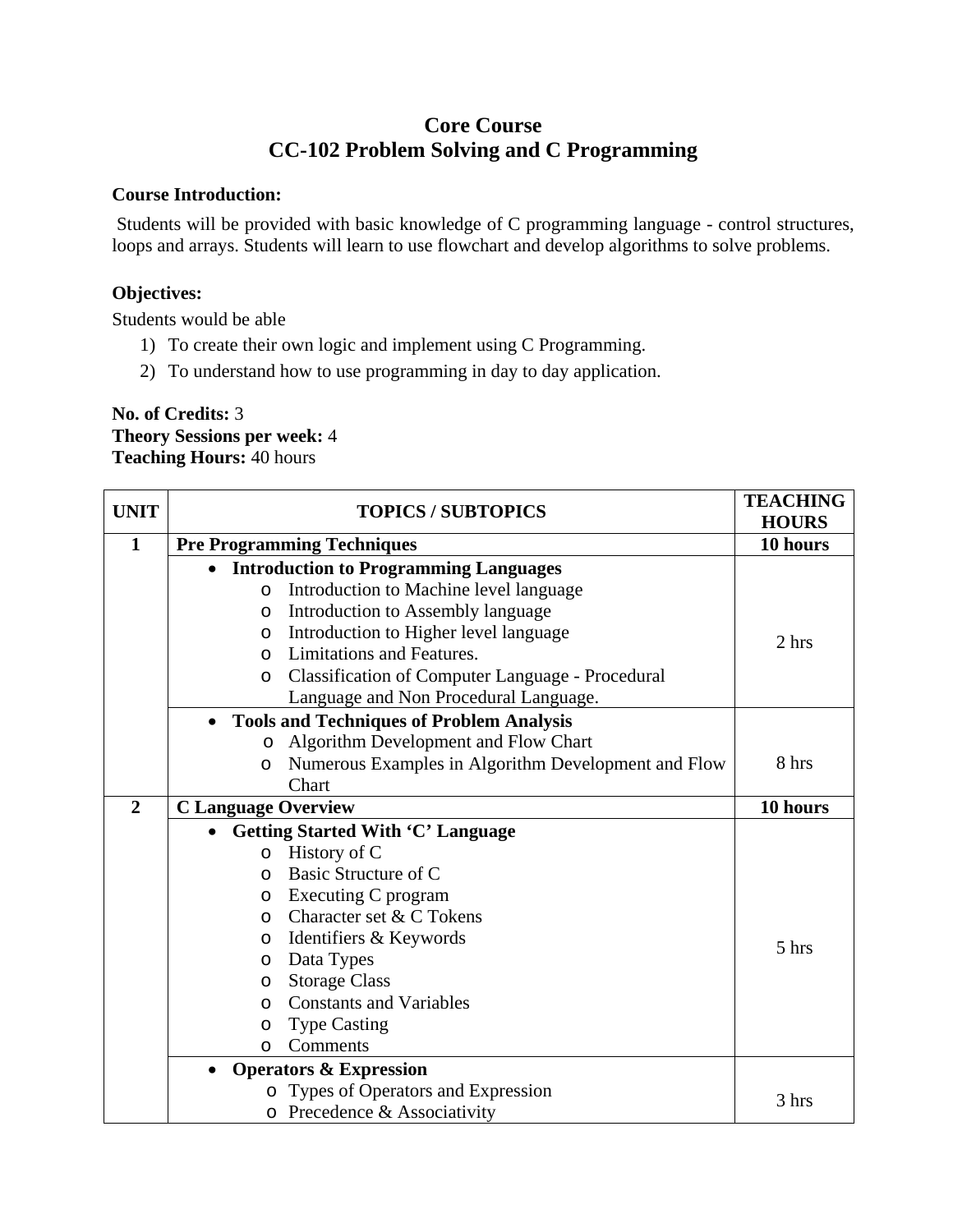# Core Course
# CC-102 Problem Solving and C Programming

**Course Introduction:**

Students will be provided with basic knowledge of C programming language - control structures, loops and arrays. Students will learn to use flowchart and develop algorithms to solve problems.

**Objectives:**

Students would be able

1) To create their own logic and implement using C Programming.
2) To understand how to use programming in day to day application.

**No. of Credits:** 3
**Theory Sessions per week:** 4
**Teaching Hours:** 40 hours

| UNIT | TOPICS / SUBTOPICS | TEACHING HOURS |
|---|---|---|
| **1** | **Pre Programming Techniques** | **10 hours** |
| | • **Introduction to Programming Languages**<br>o Introduction to Machine level language<br>o Introduction to Assembly language<br>o Introduction to Higher level language<br>o Limitations and Features.<br>o Classification of Computer Language - Procedural Language and Non Procedural Language. | 2 hrs |
| | • **Tools and Techniques of Problem Analysis**<br>o Algorithm Development and Flow Chart<br>o Numerous Examples in Algorithm Development and Flow Chart | 8 hrs |
| **2** | **C Language Overview** | **10 hours** |
| | • **Getting Started With 'C' Language**<br>o History of C<br>o Basic Structure of C<br>o Executing C program<br>o Character set & C Tokens<br>o Identifiers & Keywords<br>o Data Types<br>o Storage Class<br>o Constants and Variables<br>o Type Casting<br>o Comments | 5 hrs |
| | • **Operators & Expression**<br>o Types of Operators and Expression<br>o Precedence & Associativity | 3 hrs |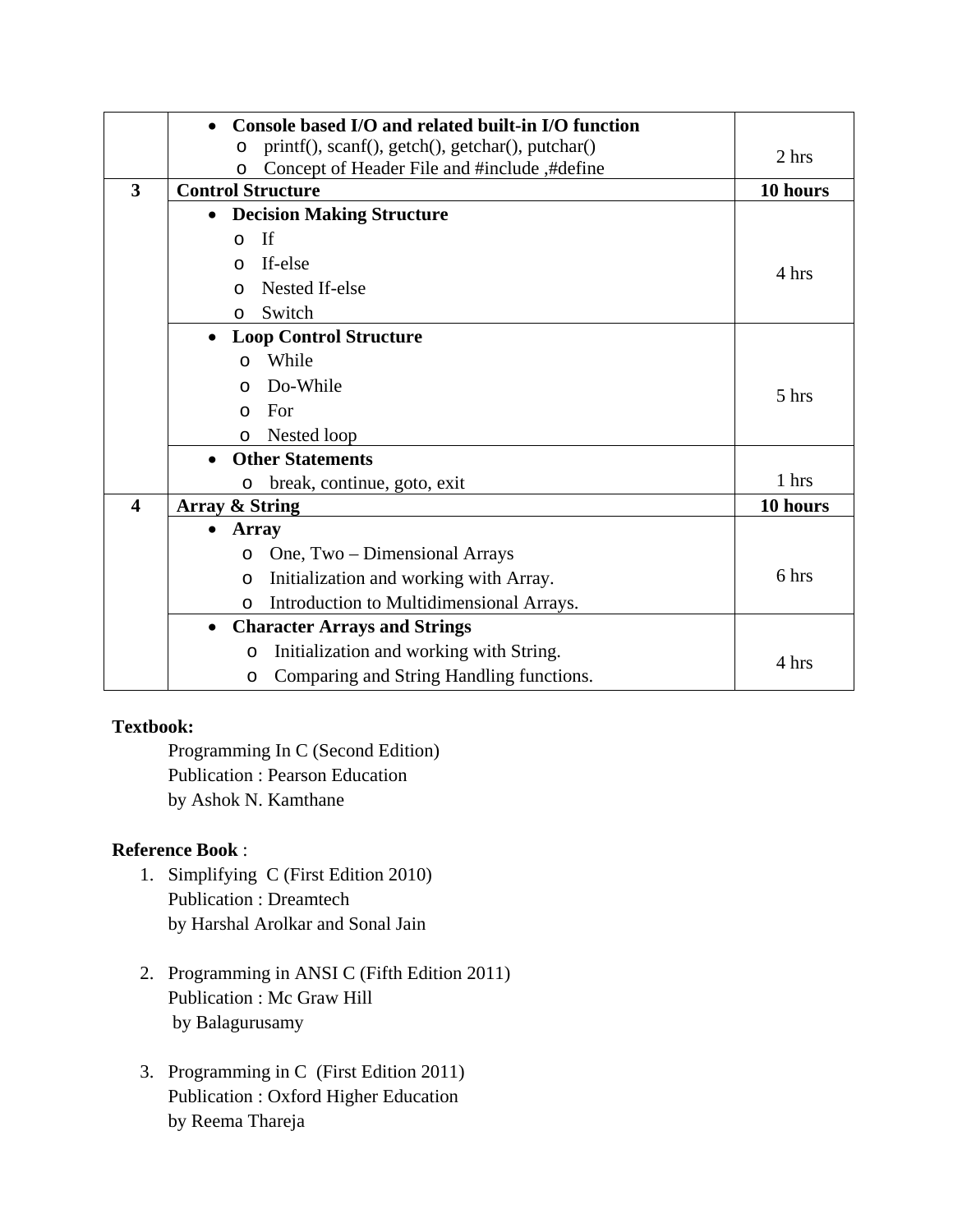| | | |
|---|---|---|
| | • **Console based I/O and related built-in I/O function**<br>o printf(), scanf(), getch(), getchar(), putchar()<br>o Concept of Header File and #include ,#define | 2 hrs |
| **3** | **Control Structure** | **10 hours** |
| | • **Decision Making Structure**<br>o If<br>o If-else<br>o Nested If-else<br>o Switch | 4 hrs |
| | • **Loop Control Structure**<br>o While<br>o Do-While<br>o For<br>o Nested loop | 5 hrs |
| | • **Other Statements**<br>o break, continue, goto, exit | 1 hrs |
| **4** | **Array & String** | **10 hours** |
| | • **Array**<br>o One, Two – Dimensional Arrays<br>o Initialization and working with Array.<br>o Introduction to Multidimensional Arrays. | 6 hrs |
| | • **Character Arrays and Strings**<br>o Initialization and working with String.<br>o Comparing and String Handling functions. | 4 hrs |

**Textbook:**

Programming In C (Second Edition)
Publication : Pearson Education
by Ashok N. Kamthane

**Reference Book** :

1. Simplifying C (First Edition 2010)
   Publication : Dreamtech
   by Harshal Arolkar and Sonal Jain

2. Programming in ANSI C (Fifth Edition 2011)
   Publication : Mc Graw Hill
   by Balagurusamy

3. Programming in C (First Edition 2011)
   Publication : Oxford Higher Education
   by Reema Thareja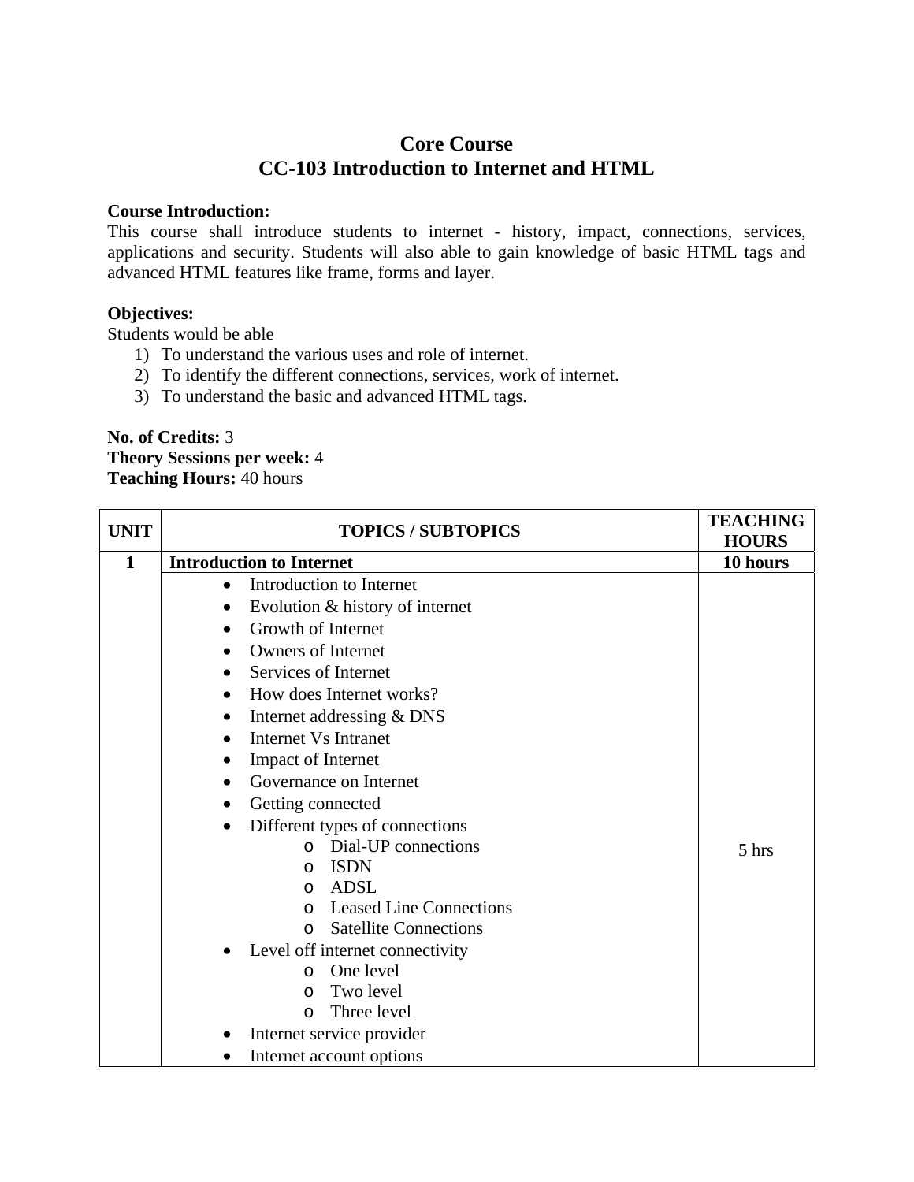# Core Course
# CC-103 Introduction to Internet and HTML

**Course Introduction:**
This course shall introduce students to internet - history, impact, connections, services, applications and security. Students will also able to gain knowledge of basic HTML tags and advanced HTML features like frame, forms and layer.

**Objectives:**
Students would be able
1) To understand the various uses and role of internet.
2) To identify the different connections, services, work of internet.
3) To understand the basic and advanced HTML tags.

**No. of Credits:** 3
**Theory Sessions per week:** 4
**Teaching Hours:** 40 hours

| UNIT | TOPICS / SUBTOPICS | TEACHING HOURS |
|---|---|---|
| **1** | **Introduction to Internet** | **10 hours** |
| | • Introduction to Internet<br>• Evolution & history of internet<br>• Growth of Internet<br>• Owners of Internet<br>• Services of Internet<br>• How does Internet works?<br>• Internet addressing & DNS<br>• Internet Vs Intranet<br>• Impact of Internet<br>• Governance on Internet<br>• Getting connected<br>• Different types of connections<br>&nbsp;&nbsp;&nbsp;&nbsp;o Dial-UP connections<br>&nbsp;&nbsp;&nbsp;&nbsp;o ISDN<br>&nbsp;&nbsp;&nbsp;&nbsp;o ADSL<br>&nbsp;&nbsp;&nbsp;&nbsp;o Leased Line Connections<br>&nbsp;&nbsp;&nbsp;&nbsp;o Satellite Connections<br>• Level off internet connectivity<br>&nbsp;&nbsp;&nbsp;&nbsp;o One level<br>&nbsp;&nbsp;&nbsp;&nbsp;o Two level<br>&nbsp;&nbsp;&nbsp;&nbsp;o Three level<br>• Internet service provider<br>• Internet account options | 5 hrs |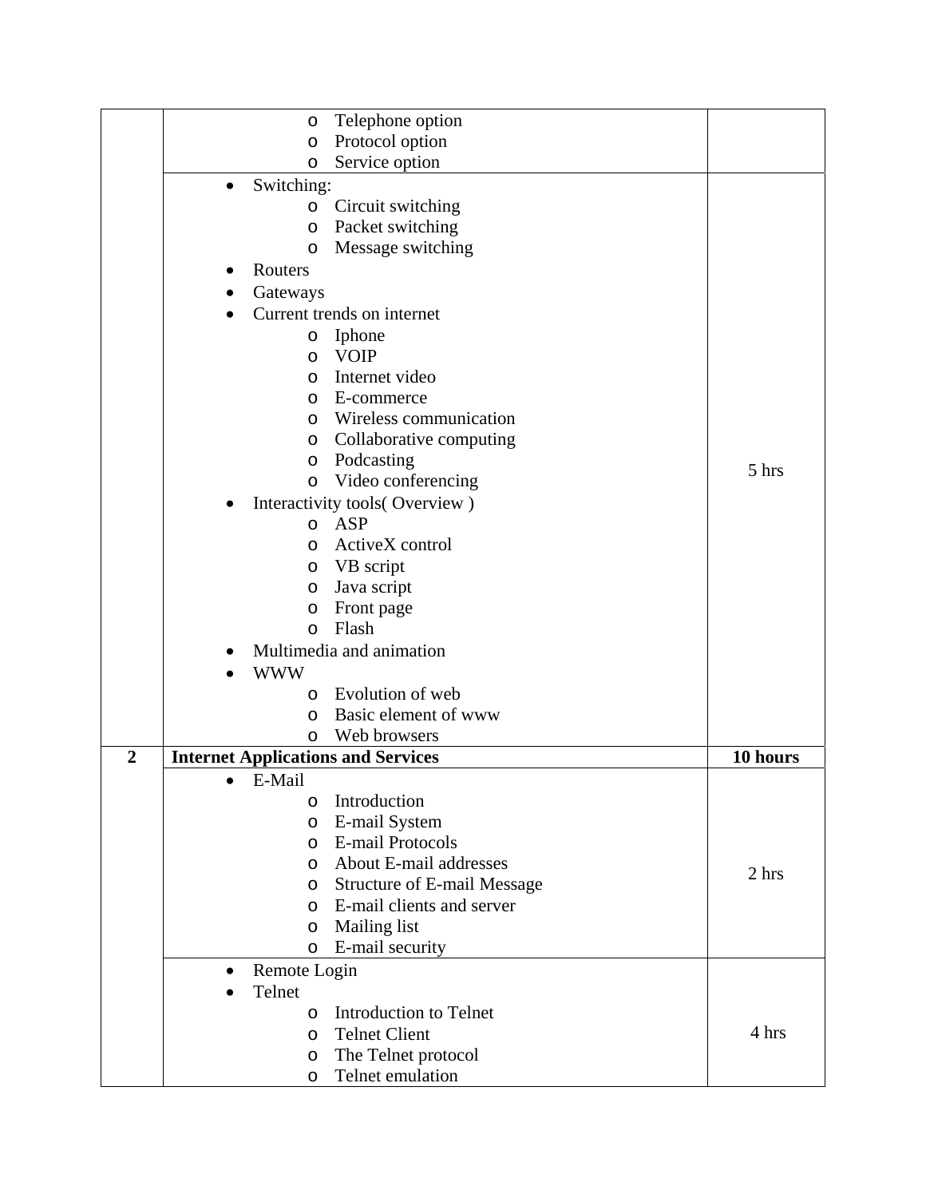| | | |
|---|---|---|
| | ◦ Telephone option<br>◦ Protocol option<br>◦ Service option | |
| | • Switching:<br>◦ Circuit switching<br>◦ Packet switching<br>◦ Message switching<br>• Routers<br>• Gateways<br>• Current trends on internet<br>◦ Iphone<br>◦ VOIP<br>◦ Internet video<br>◦ E-commerce<br>◦ Wireless communication<br>◦ Collaborative computing<br>◦ Podcasting<br>◦ Video conferencing<br>• Interactivity tools( Overview )<br>◦ ASP<br>◦ ActiveX control<br>◦ VB script<br>◦ Java script<br>◦ Front page<br>◦ Flash<br>• Multimedia and animation<br>• WWW<br>◦ Evolution of web<br>◦ Basic element of www<br>◦ Web browsers | 5 hrs |
| **2** | **Internet Applications and Services** | **10 hours** |
| | • E-Mail<br>◦ Introduction<br>◦ E-mail System<br>◦ E-mail Protocols<br>◦ About E-mail addresses<br>◦ Structure of E-mail Message<br>◦ E-mail clients and server<br>◦ Mailing list<br>◦ E-mail security | 2 hrs |
| | • Remote Login<br>• Telnet<br>◦ Introduction to Telnet<br>◦ Telnet Client<br>◦ The Telnet protocol<br>◦ Telnet emulation | 4 hrs |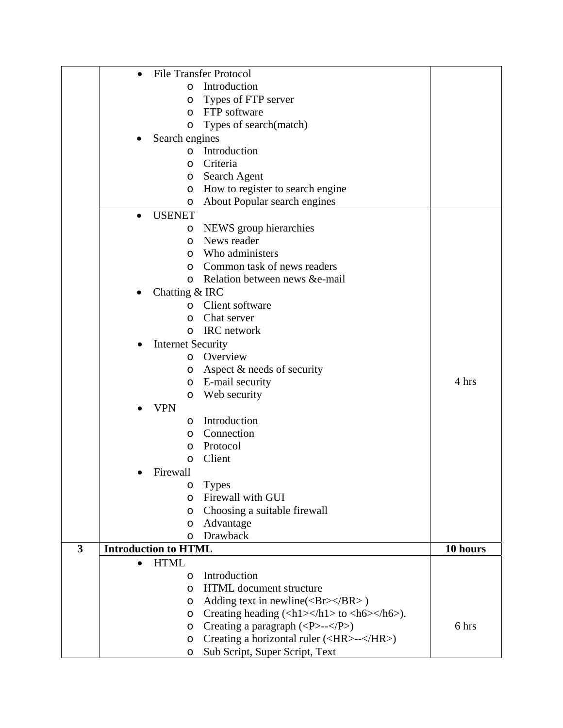| | | |
|---|---|---|
| | • File Transfer Protocol<br>  o Introduction<br>  o Types of FTP server<br>  o FTP software<br>  o Types of search(match)<br>• Search engines<br>  o Introduction<br>  o Criteria<br>  o Search Agent<br>  o How to register to search engine<br>  o About Popular search engines | |
| | • USENET<br>  o NEWS group hierarchies<br>  o News reader<br>  o Who administers<br>  o Common task of news readers<br>  o Relation between news &e-mail<br>• Chatting & IRC<br>  o Client software<br>  o Chat server<br>  o IRC network<br>• Internet Security<br>  o Overview<br>  o Aspect & needs of security<br>  o E-mail security<br>  o Web security<br>• VPN<br>  o Introduction<br>  o Connection<br>  o Protocol<br>  o Client<br>• Firewall<br>  o Types<br>  o Firewall with GUI<br>  o Choosing a suitable firewall<br>  o Advantage<br>  o Drawback | 4 hrs |
| **3** | **Introduction to HTML** | **10 hours** |
| | • HTML<br>  o Introduction<br>  o HTML document structure<br>  o Adding text in newline(<Br></BR> )<br>  o Creating heading (<h1></h1> to <h6></h6>).<br>  o Creating a paragraph (<P>--</P>)<br>  o Creating a horizontal ruler (<HR>--</HR>)<br>  o Sub Script, Super Script, Text | 6 hrs |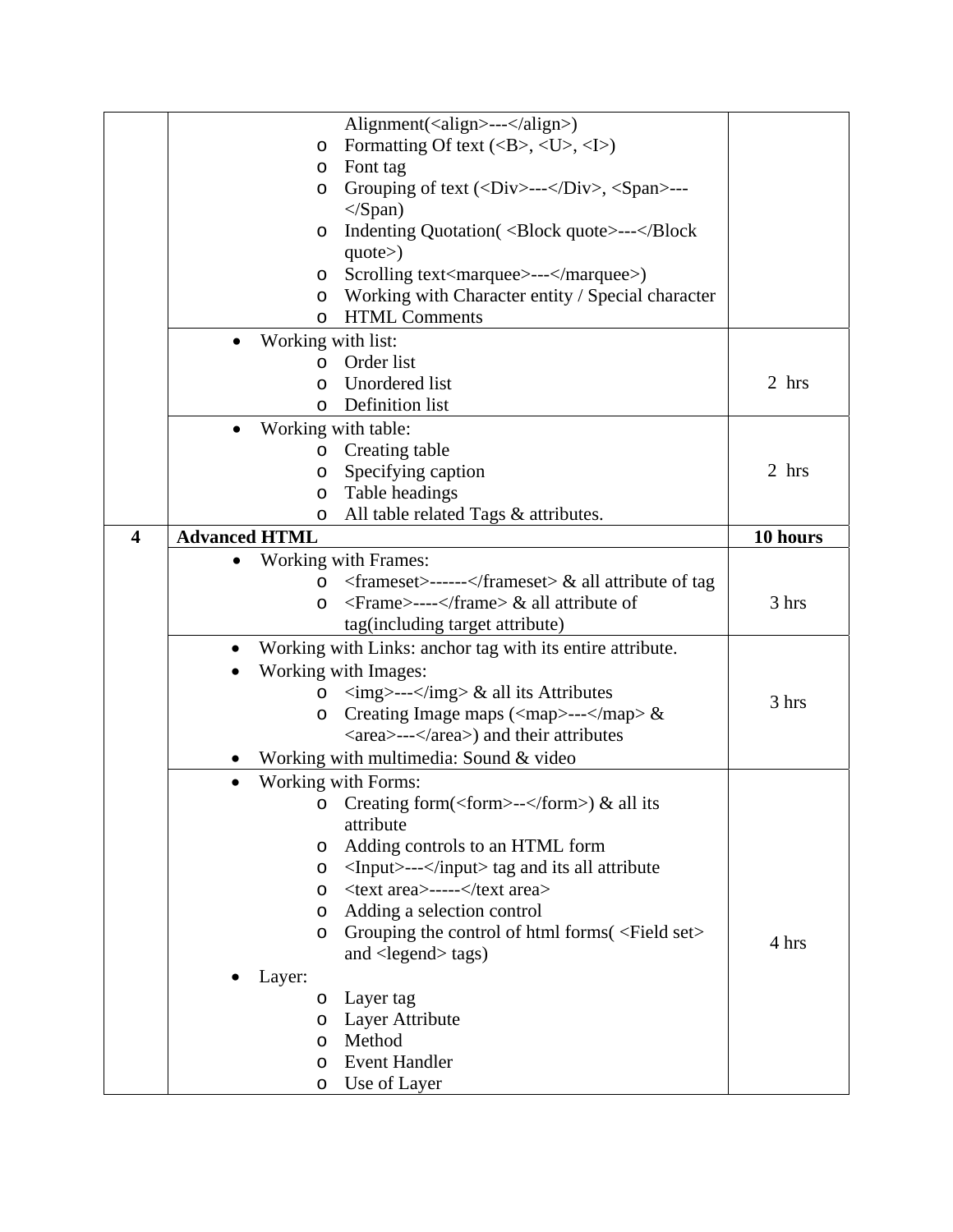| | | |
|---|---|---|
| | Alignment(<align>---</align>)<br>o Formatting Of text (<B>, <U>, <I>)<br>o Font tag<br>o Grouping of text (<Div>---</Div>, <Span>---</Span>)<br>o Indenting Quotation( <Block quote>---</Block quote>)<br>o Scrolling text<marquee>---</marquee>)<br>o Working with Character entity / Special character<br>o HTML Comments | |
| | • Working with list:<br>o Order list<br>o Unordered list<br>o Definition list | 2 hrs |
| | • Working with table:<br>o Creating table<br>o Specifying caption<br>o Table headings<br>o All table related Tags & attributes. | 2 hrs |
| **4** | **Advanced HTML** | **10 hours** |
| | • Working with Frames:<br>o <frameset>------</frameset> & all attribute of tag<br>o <Frame>----</frame> & all attribute of tag(including target attribute) | 3 hrs |
| | • Working with Links: anchor tag with its entire attribute.<br>• Working with Images:<br>o <img>---</img> & all its Attributes<br>o Creating Image maps (<map>---</map> & <area>---</area>) and their attributes<br>• Working with multimedia: Sound & video | 3 hrs |
| | • Working with Forms:<br>o Creating form(<form>--</form>) & all its attribute<br>o Adding controls to an HTML form<br>o <Input>---</input> tag and its all attribute<br>o <text area>-----</text area><br>o Adding a selection control<br>o Grouping the control of html forms( <Field set> and <legend> tags)<br>• Layer:<br>o Layer tag<br>o Layer Attribute<br>o Method<br>o Event Handler<br>o Use of Layer | 4 hrs |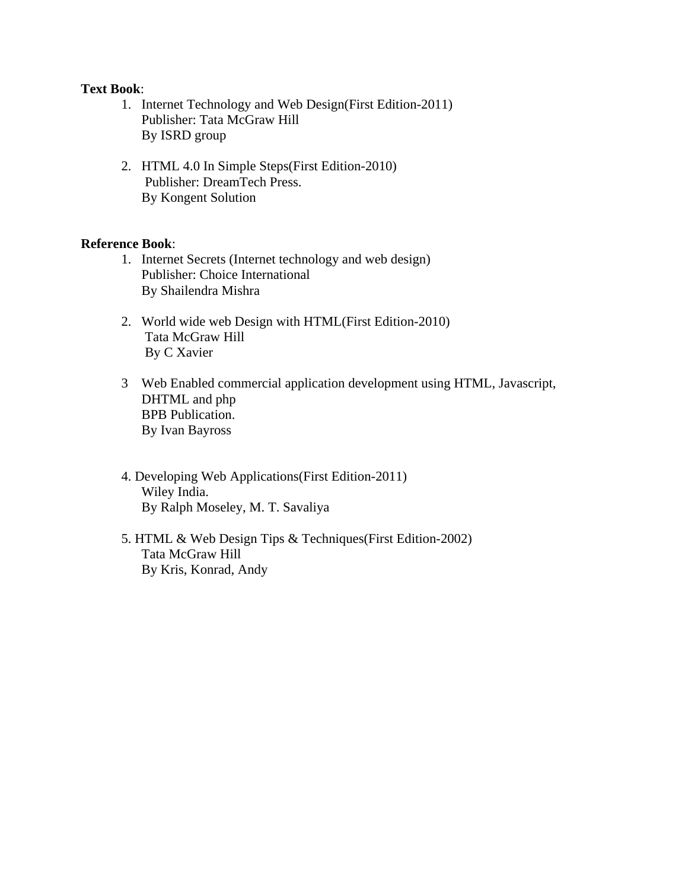**Text Book**:

1. Internet Technology and Web Design(First Edition-2011)
   Publisher: Tata McGraw Hill
   By ISRD group

2. HTML 4.0 In Simple Steps(First Edition-2010)
   Publisher: DreamTech Press.
   By Kongent Solution

**Reference Book**:

1. Internet Secrets (Internet technology and web design)
   Publisher: Choice International
   By Shailendra Mishra

2. World wide web Design with HTML(First Edition-2010)
   Tata McGraw Hill
   By C Xavier

3 Web Enabled commercial application development using HTML, Javascript, DHTML and php
   BPB Publication.
   By Ivan Bayross

4. Developing Web Applications(First Edition-2011)
   Wiley India.
   By Ralph Moseley, M. T. Savaliya

5. HTML & Web Design Tips & Techniques(First Edition-2002)
   Tata McGraw Hill
   By Kris, Konrad, Andy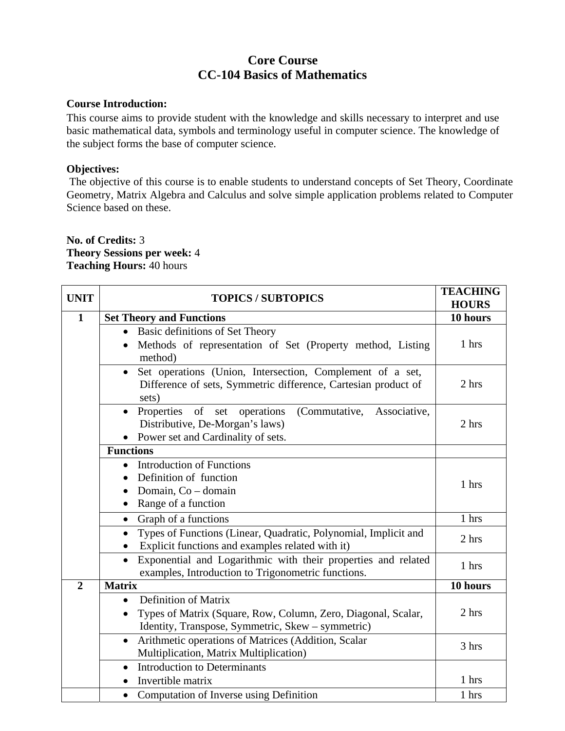# Core Course
# CC-104 Basics of Mathematics

**Course Introduction:**

This course aims to provide student with the knowledge and skills necessary to interpret and use basic mathematical data, symbols and terminology useful in computer science. The knowledge of the subject forms the base of computer science.

**Objectives:**

The objective of this course is to enable students to understand concepts of Set Theory, Coordinate Geometry, Matrix Algebra and Calculus and solve simple application problems related to Computer Science based on these.

**No. of Credits:** 3
**Theory Sessions per week:** 4
**Teaching Hours:** 40 hours

| UNIT | TOPICS / SUBTOPICS | TEACHING HOURS |
|---|---|---|
| **1** | **Set Theory and Functions** | **10 hours** |
| | • Basic definitions of Set Theory<br>• Methods of representation of Set (Property method, Listing method) | 1 hrs |
| | • Set operations (Union, Intersection, Complement of a set, Difference of sets, Symmetric difference, Cartesian product of sets) | 2 hrs |
| | • Properties of set operations (Commutative, Associative, Distributive, De-Morgan's laws)<br>• Power set and Cardinality of sets. | 2 hrs |
| | **Functions** | |
| | • Introduction of Functions<br>• Definition of function<br>• Domain, Co – domain<br>• Range of a function | 1 hrs |
| | • Graph of a functions | 1 hrs |
| | • Types of Functions (Linear, Quadratic, Polynomial, Implicit and<br>• Explicit functions and examples related with it) | 2 hrs |
| | • Exponential and Logarithmic with their properties and related examples, Introduction to Trigonometric functions. | 1 hrs |
| **2** | **Matrix** | **10 hours** |
| | • Definition of Matrix<br>• Types of Matrix (Square, Row, Column, Zero, Diagonal, Scalar, Identity, Transpose, Symmetric, Skew – symmetric) | 2 hrs |
| | • Arithmetic operations of Matrices (Addition, Scalar Multiplication, Matrix Multiplication) | 3 hrs |
| | • Introduction to Determinants<br>• Invertible matrix | 1 hrs |
| | • Computation of Inverse using Definition | 1 hrs |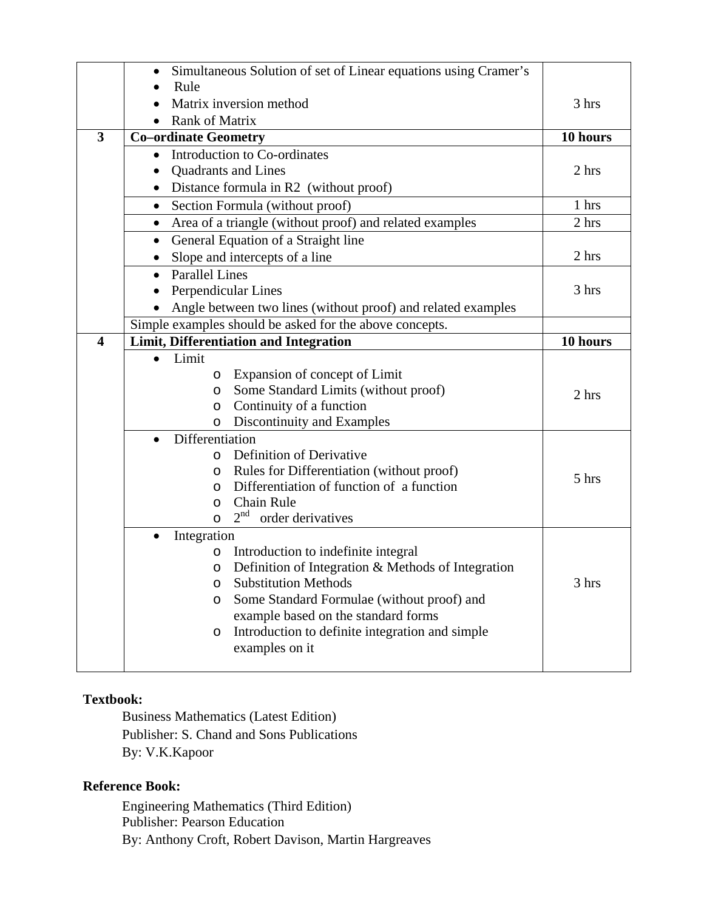| | | |
|---|---|---|
| | • Simultaneous Solution of set of Linear equations using Cramer's<br>• Rule<br>• Matrix inversion method<br>• Rank of Matrix | 3 hrs |
| **3** | **Co–ordinate Geometry** | **10 hours** |
| | • Introduction to Co-ordinates<br>• Quadrants and Lines<br>• Distance formula in R2 (without proof) | 2 hrs |
| | • Section Formula (without proof) | 1 hrs |
| | • Area of a triangle (without proof) and related examples | 2 hrs |
| | • General Equation of a Straight line<br>• Slope and intercepts of a line | 2 hrs |
| | • Parallel Lines<br>• Perpendicular Lines<br>• Angle between two lines (without proof) and related examples | 3 hrs |
| | Simple examples should be asked for the above concepts. | |
| **4** | **Limit, Differentiation and Integration** | **10 hours** |
| | • Limit<br>  o Expansion of concept of Limit<br>  o Some Standard Limits (without proof)<br>  o Continuity of a function<br>  o Discontinuity and Examples | 2 hrs |
| | • Differentiation<br>  o Definition of Derivative<br>  o Rules for Differentiation (without proof)<br>  o Differentiation of function of a function<br>  o Chain Rule<br>  o $2^{nd}$ order derivatives | 5 hrs |
| | • Integration<br>  o Introduction to indefinite integral<br>  o Definition of Integration & Methods of Integration<br>  o Substitution Methods<br>  o Some Standard Formulae (without proof) and example based on the standard forms<br>  o Introduction to definite integration and simple examples on it | 3 hrs |

**Textbook:**

Business Mathematics (Latest Edition)
Publisher: S. Chand and Sons Publications
By: V.K.Kapoor

**Reference Book:**

Engineering Mathematics (Third Edition)
Publisher: Pearson Education
By: Anthony Croft, Robert Davison, Martin Hargreaves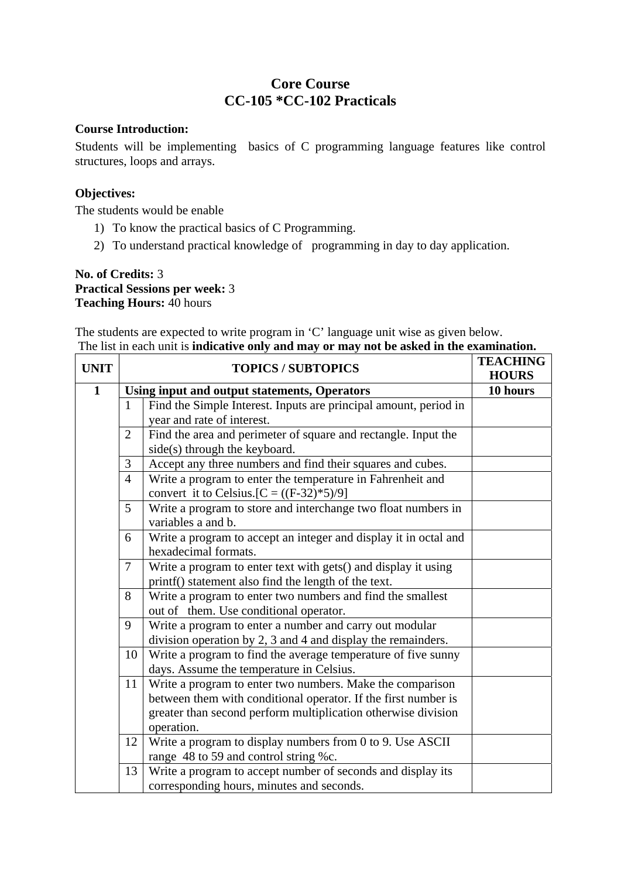# Core Course
# CC-105 *CC-102 Practicals

**Course Introduction:**

Students will be implementing basics of C programming language features like control structures, loops and arrays.

**Objectives:**

The students would be enable

1) To know the practical basics of C Programming.
2) To understand practical knowledge of programming in day to day application.

**No. of Credits:** 3
**Practical Sessions per week:** 3
**Teaching Hours:** 40 hours

The students are expected to write program in 'C' language unit wise as given below.
The list in each unit is **indicative only and may or may not be asked in the examination.**

| UNIT | | TOPICS / SUBTOPICS | TEACHING HOURS |
|---|---|---|---|
| **1** | **Using input and output statements, Operators** | | **10 hours** |
| | 1 | Find the Simple Interest. Inputs are principal amount, period in year and rate of interest. | |
| | 2 | Find the area and perimeter of square and rectangle. Input the side(s) through the keyboard. | |
| | 3 | Accept any three numbers and find their squares and cubes. | |
| | 4 | Write a program to enter the temperature in Fahrenheit and convert it to Celsius.[C = ((F-32)*5)/9] | |
| | 5 | Write a program to store and interchange two float numbers in variables a and b. | |
| | 6 | Write a program to accept an integer and display it in octal and hexadecimal formats. | |
| | 7 | Write a program to enter text with gets() and display it using printf() statement also find the length of the text. | |
| | 8 | Write a program to enter two numbers and find the smallest out of them. Use conditional operator. | |
| | 9 | Write a program to enter a number and carry out modular division operation by 2, 3 and 4 and display the remainders. | |
| | 10 | Write a program to find the average temperature of five sunny days. Assume the temperature in Celsius. | |
| | 11 | Write a program to enter two numbers. Make the comparison between them with conditional operator. If the first number is greater than second perform multiplication otherwise division operation. | |
| | 12 | Write a program to display numbers from 0 to 9. Use ASCII range 48 to 59 and control string %c. | |
| | 13 | Write a program to accept number of seconds and display its corresponding hours, minutes and seconds. | |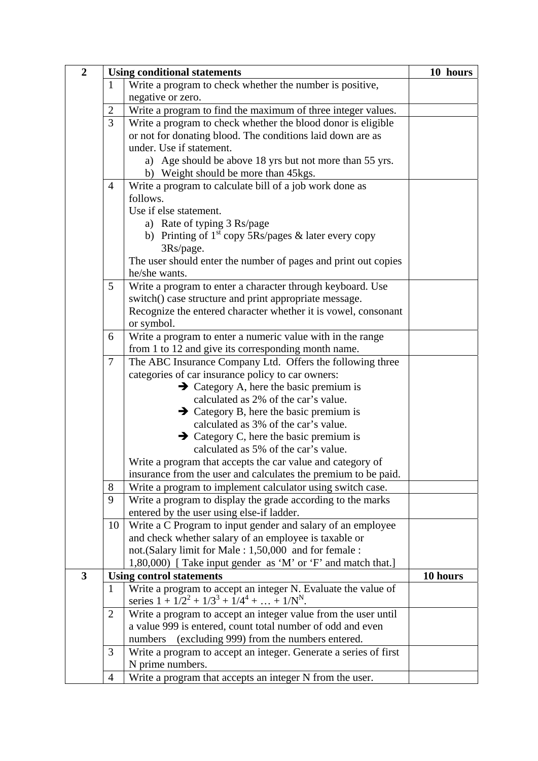| 2 | Using conditional statements | | 10 hours |
|---|---|---|---|
| | 1 | Write a program to check whether the number is positive, negative or zero. | |
| | 2 | Write a program to find the maximum of three integer values. | |
| | 3 | Write a program to check whether the blood donor is eligible or not for donating blood. The conditions laid down are as under. Use if statement.<br>a) Age should be above 18 yrs but not more than 55 yrs.<br>b) Weight should be more than 45kgs. | |
| | 4 | Write a program to calculate bill of a job work done as follows.<br>Use if else statement.<br>a) Rate of typing 3 Rs/page<br>b) Printing of 1st copy 5Rs/pages & later every copy 3Rs/page.<br>The user should enter the number of pages and print out copies he/she wants. | |
| | 5 | Write a program to enter a character through keyboard. Use switch() case structure and print appropriate message. Recognize the entered character whether it is vowel, consonant or symbol. | |
| | 6 | Write a program to enter a numeric value with in the range from 1 to 12 and give its corresponding month name. | |
| | 7 | The ABC Insurance Company Ltd. Offers the following three categories of car insurance policy to car owners:<br>➔ Category A, here the basic premium is calculated as 2% of the car's value.<br>➔ Category B, here the basic premium is calculated as 3% of the car's value.<br>➔ Category C, here the basic premium is calculated as 5% of the car's value.<br>Write a program that accepts the car value and category of insurance from the user and calculates the premium to be paid. | |
| | 8 | Write a program to implement calculator using switch case. | |
| | 9 | Write a program to display the grade according to the marks entered by the user using else-if ladder. | |
| | 10 | Write a C Program to input gender and salary of an employee and check whether salary of an employee is taxable or not.(Salary limit for Male : 1,50,000 and for female : 1,80,000) [ Take input gender as 'M' or 'F' and match that.] | |
| 3 | Using control statements | | 10 hours |
| | 1 | Write a program to accept an integer N. Evaluate the value of series $1 + 1/2^2 + 1/3^3 + 1/4^4 + \ldots + 1/N^N$. | |
| | 2 | Write a program to accept an integer value from the user until a value 999 is entered, count total number of odd and even numbers (excluding 999) from the numbers entered. | |
| | 3 | Write a program to accept an integer. Generate a series of first N prime numbers. | |
| | 4 | Write a program that accepts an integer N from the user. | |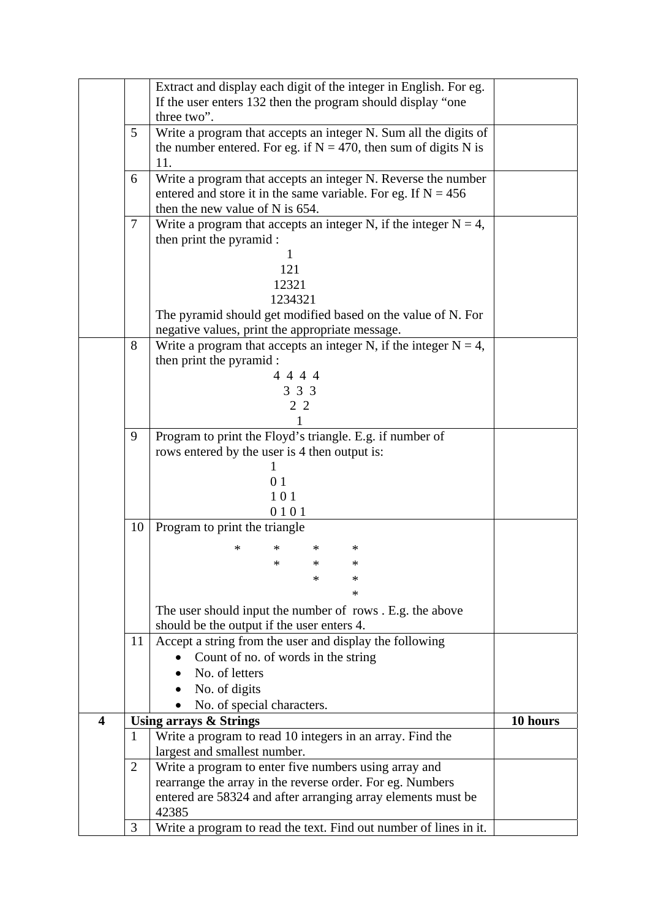| | | | |
|---|---|---|---|
| | | Extract and display each digit of the integer in English. For eg. If the user enters 132 then the program should display “one three two”. | |
| | 5 | Write a program that accepts an integer N. Sum all the digits of the number entered. For eg. if N = 470, then sum of digits N is 11. | |
| | 6 | Write a program that accepts an integer N. Reverse the number entered and store it in the same variable. For eg. If N = 456 then the new value of N is 654. | |
| | 7 | Write a program that accepts an integer N, if the integer N = 4, then print the pyramid :<br>1<br>121<br>12321<br>1234321<br>The pyramid should get modified based on the value of N. For negative values, print the appropriate message. | |
| | 8 | Write a program that accepts an integer N, if the integer N = 4, then print the pyramid :<br>4 4 4 4<br>3 3 3<br>2 2<br>1 | |
| | 9 | Program to print the Floyd’s triangle. E.g. if number of rows entered by the user is 4 then output is:<br>1<br>0 1<br>1 0 1<br>0 1 0 1 | |
| | 10 | Program to print the triangle<br>* * * *<br>* * *<br>* *<br>*<br>The user should input the number of rows . E.g. the above should be the output if the user enters 4. | |
| | 11 | Accept a string from the user and display the following<br>• Count of no. of words in the string<br>• No. of letters<br>• No. of digits<br>• No. of special characters. | |
| **4** | **Using arrays & Strings** | | **10 hours** |
| | 1 | Write a program to read 10 integers in an array. Find the largest and smallest number. | |
| | 2 | Write a program to enter five numbers using array and rearrange the array in the reverse order. For eg. Numbers entered are 58324 and after arranging array elements must be 42385 | |
| | 3 | Write a program to read the text. Find out number of lines in it. | |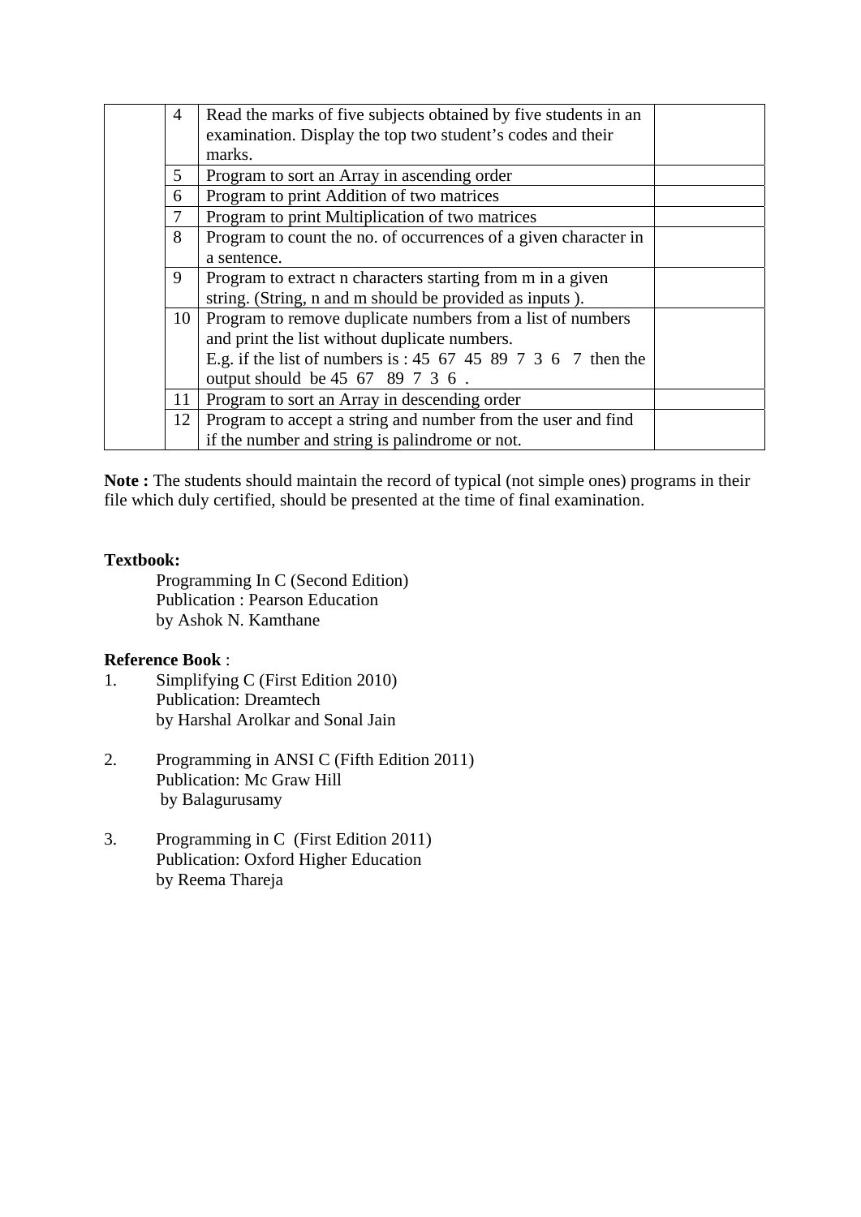|  | 4 | Read the marks of five subjects obtained by five students in an examination. Display the top two student's codes and their marks. |  |
|---|---|---|---|
|  | 5 | Program to sort an Array in ascending order |  |
|  | 6 | Program to print Addition of two matrices |  |
|  | 7 | Program to print Multiplication of two matrices |  |
|  | 8 | Program to count the no. of occurrences of a given character in a sentence. |  |
|  | 9 | Program to extract n characters starting from m in a given string. (String, n and m should be provided as inputs ). |  |
|  | 10 | Program to remove duplicate numbers from a list of numbers and print the list without duplicate numbers. E.g. if the list of numbers is : 45 67 45 89 7 3 6 7 then the output should be 45 67 89 7 3 6 . |  |
|  | 11 | Program to sort an Array in descending order |  |
|  | 12 | Program to accept a string and number from the user and find if the number and string is palindrome or not. |  |

**Note :** The students should maintain the record of typical (not simple ones) programs in their file which duly certified, should be presented at the time of final examination.

**Textbook:**

Programming In C (Second Edition)
Publication : Pearson Education
by Ashok N. Kamthane

**Reference Book** :

1. Simplifying C (First Edition 2010)
   Publication: Dreamtech
   by Harshal Arolkar and Sonal Jain

2. Programming in ANSI C (Fifth Edition 2011)
   Publication: Mc Graw Hill
   by Balagurusamy

3. Programming in C (First Edition 2011)
   Publication: Oxford Higher Education
   by Reema Thareja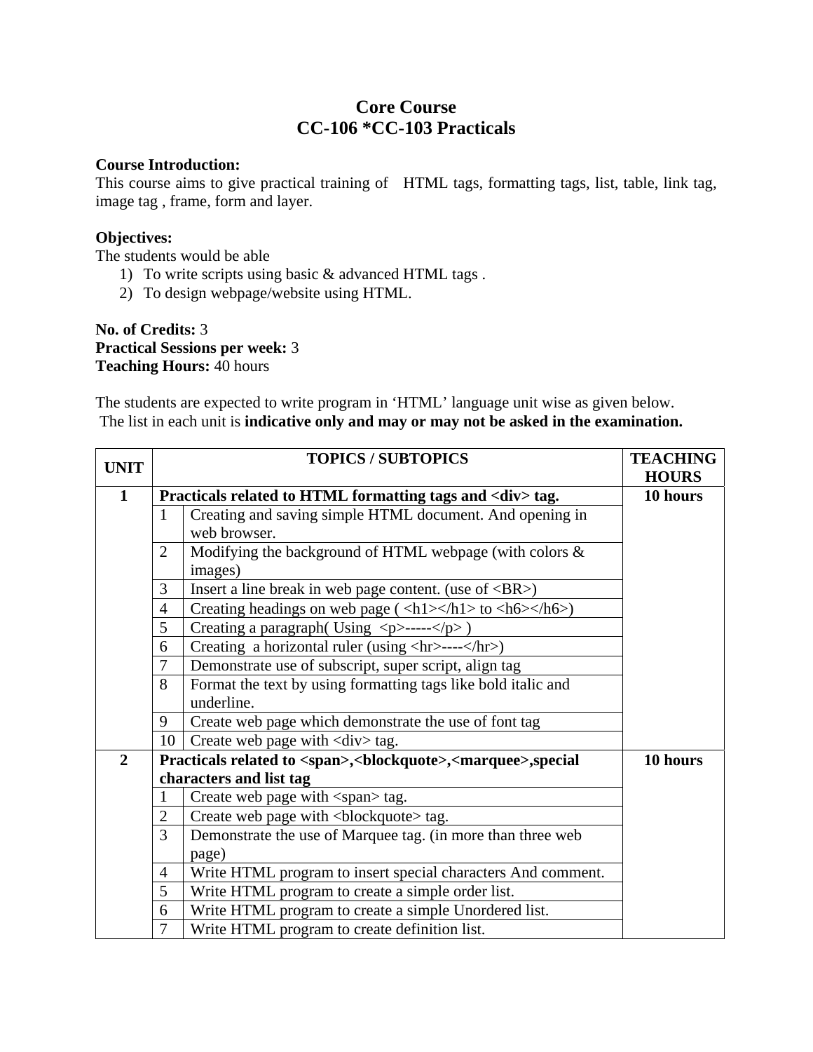# Core Course
## CC-106 *CC-103 Practicals

**Course Introduction:**
This course aims to give practical training of HTML tags, formatting tags, list, table, link tag, image tag , frame, form and layer.

**Objectives:**
The students would be able
1) To write scripts using basic & advanced HTML tags .
2) To design webpage/website using HTML.

**No. of Credits:** 3
**Practical Sessions per week:** 3
**Teaching Hours:** 40 hours

The students are expected to write program in 'HTML' language unit wise as given below.
The list in each unit is **indicative only and may or may not be asked in the examination.**

| UNIT | TOPICS / SUBTOPICS | | TEACHING HOURS |
|---|---|---|---|
| **1** | **Practicals related to HTML formatting tags and <div> tag.** | | **10 hours** |
| | 1 | Creating and saving simple HTML document. And opening in web browser. | |
| | 2 | Modifying the background of HTML webpage (with colors & images) | |
| | 3 | Insert a line break in web page content. (use of <BR>) | |
| | 4 | Creating headings on web page ( <h1></h1> to <h6></h6>) | |
| | 5 | Creating a paragraph( Using <p>-----</p> ) | |
| | 6 | Creating a horizontal ruler (using <hr>----</hr>) | |
| | 7 | Demonstrate use of subscript, super script, align tag | |
| | 8 | Format the text by using formatting tags like bold italic and underline. | |
| | 9 | Create web page which demonstrate the use of font tag | |
| | 10 | Create web page with <div> tag. | |
| **2** | **Practicals related to <span>,<blockquote>,<marquee>,special characters and list tag** | | **10 hours** |
| | 1 | Create web page with <span> tag. | |
| | 2 | Create web page with <blockquote> tag. | |
| | 3 | Demonstrate the use of Marquee tag. (in more than three web page) | |
| | 4 | Write HTML program to insert special characters And comment. | |
| | 5 | Write HTML program to create a simple order list. | |
| | 6 | Write HTML program to create a simple Unordered list. | |
| | 7 | Write HTML program to create definition list. | |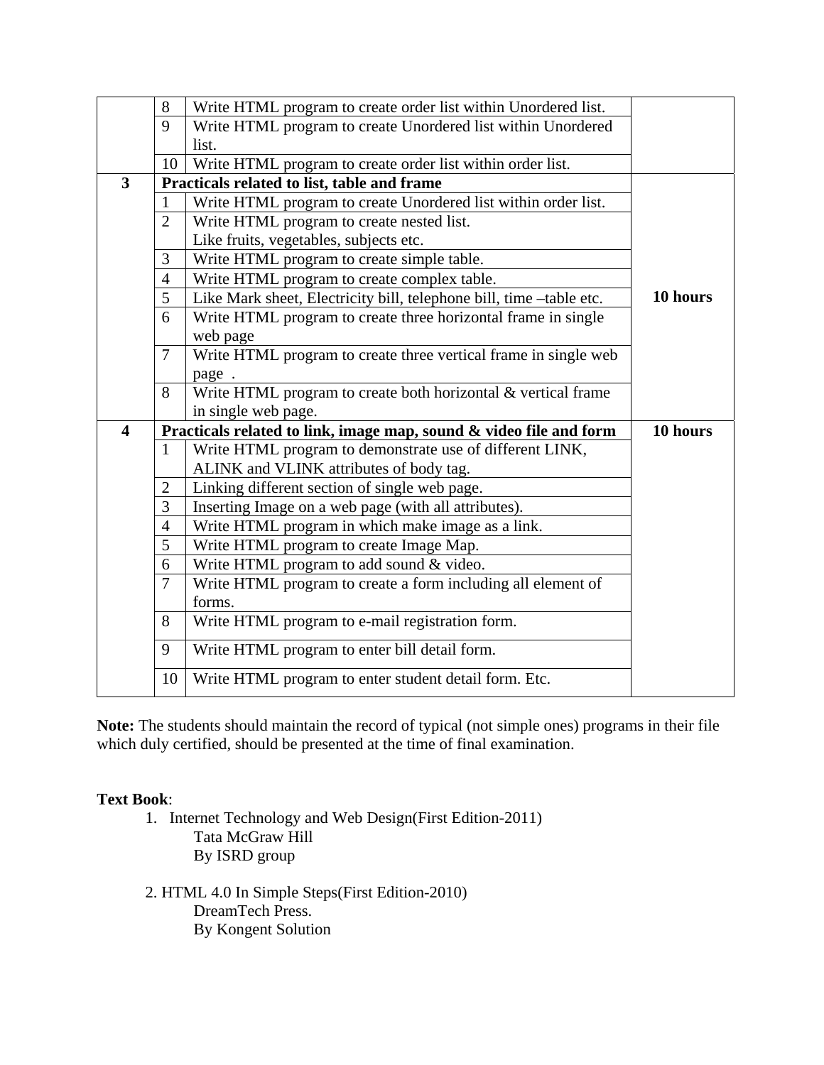| | | | |
|---|---|---|---|
| | 8 | Write HTML program to create order list within Unordered list. | |
| | 9 | Write HTML program to create Unordered list within Unordered list. | |
| | 10 | Write HTML program to create order list within order list. | |
| **3** | **Practicals related to list, table and frame** | | **10 hours** |
| | 1 | Write HTML program to create Unordered list within order list. | |
| | 2 | Write HTML program to create nested list. Like fruits, vegetables, subjects etc. | |
| | 3 | Write HTML program to create simple table. | |
| | 4 | Write HTML program to create complex table. | |
| | 5 | Like Mark sheet, Electricity bill, telephone bill, time –table etc. | |
| | 6 | Write HTML program to create three horizontal frame in single web page | |
| | 7 | Write HTML program to create three vertical frame in single web page . | |
| | 8 | Write HTML program to create both horizontal & vertical frame in single web page. | |
| **4** | **Practicals related to link, image map, sound & video file and form** | | **10 hours** |
| | 1 | Write HTML program to demonstrate use of different LINK, ALINK and VLINK attributes of body tag. | |
| | 2 | Linking different section of single web page. | |
| | 3 | Inserting Image on a web page (with all attributes). | |
| | 4 | Write HTML program in which make image as a link. | |
| | 5 | Write HTML program to create Image Map. | |
| | 6 | Write HTML program to add sound & video. | |
| | 7 | Write HTML program to create a form including all element of forms. | |
| | 8 | Write HTML program to e-mail registration form. | |
| | 9 | Write HTML program to enter bill detail form. | |
| | 10 | Write HTML program to enter student detail form. Etc. | |

**Note:** The students should maintain the record of typical (not simple ones) programs in their file which duly certified, should be presented at the time of final examination.

**Text Book**:

1. Internet Technology and Web Design(First Edition-2011)
   Tata McGraw Hill
   By ISRD group

2. HTML 4.0 In Simple Steps(First Edition-2010)
   DreamTech Press.
   By Kongent Solution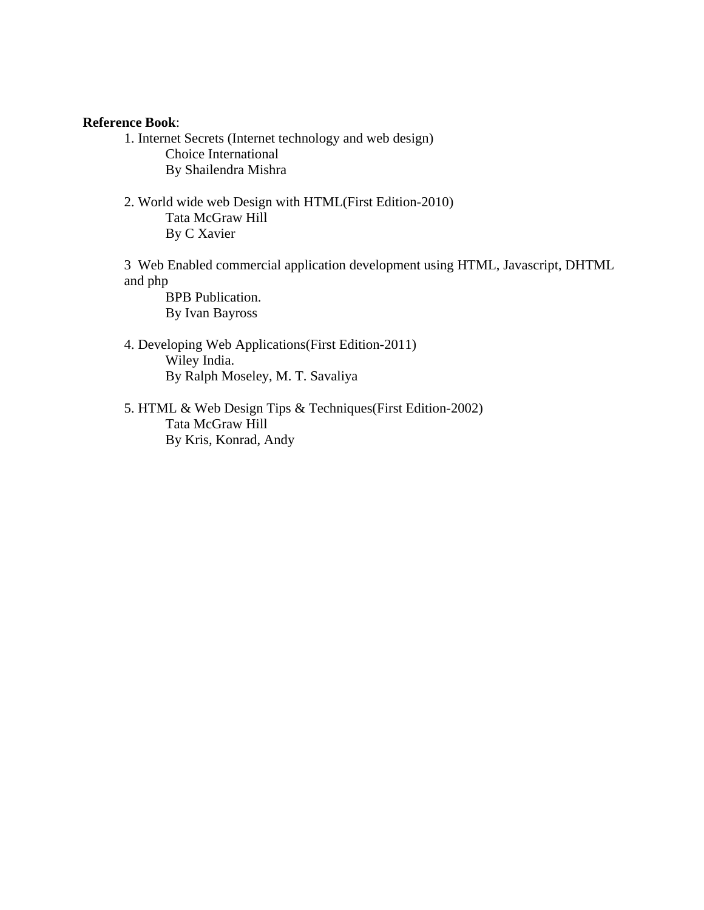**Reference Book**:

1. Internet Secrets (Internet technology and web design)
   Choice International
   By Shailendra Mishra

2. World wide web Design with HTML(First Edition-2010)
   Tata McGraw Hill
   By C Xavier

3 Web Enabled commercial application development using HTML, Javascript, DHTML and php
   BPB Publication.
   By Ivan Bayross

4. Developing Web Applications(First Edition-2011)
   Wiley India.
   By Ralph Moseley, M. T. Savaliya

5. HTML & Web Design Tips & Techniques(First Edition-2002)
   Tata McGraw Hill
   By Kris, Konrad, Andy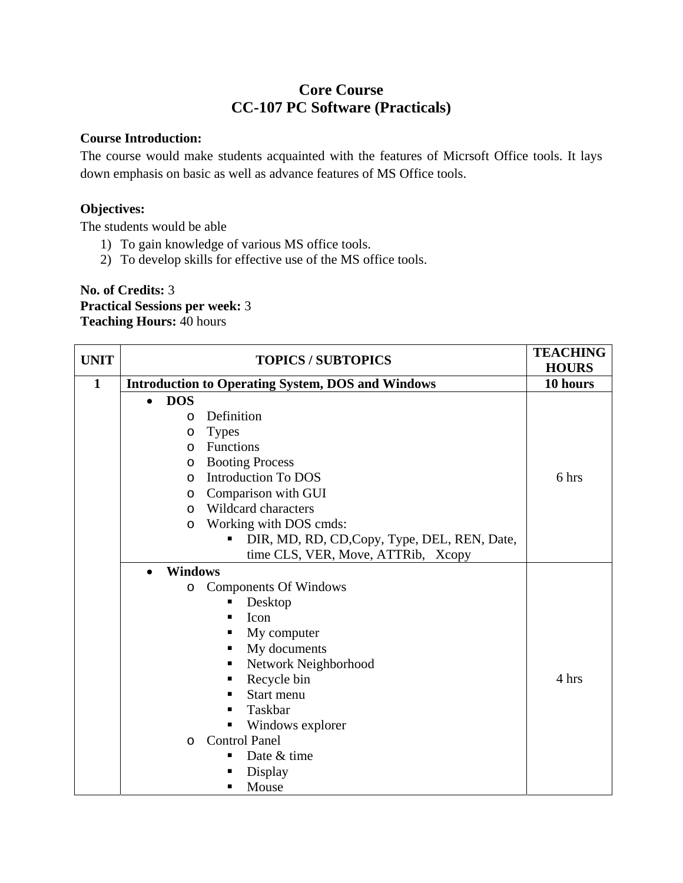# Core Course
## CC-107 PC Software (Practicals)

**Course Introduction:**

The course would make students acquainted with the features of Micrsoft Office tools. It lays down emphasis on basic as well as advance features of MS Office tools.

**Objectives:**

The students would be able

1) To gain knowledge of various MS office tools.
2) To develop skills for effective use of the MS office tools.

**No. of Credits:** 3
**Practical Sessions per week:** 3
**Teaching Hours:** 40 hours

| UNIT | TOPICS / SUBTOPICS | TEACHING HOURS |
|---|---|---|
| **1** | **Introduction to Operating System, DOS and Windows** | **10 hours** |
| | • **DOS**<br>o Definition<br>o Types<br>o Functions<br>o Booting Process<br>o Introduction To DOS<br>o Comparison with GUI<br>o Wildcard characters<br>o Working with DOS cmds:<br>▪ DIR, MD, RD, CD,Copy, Type, DEL, REN, Date, time CLS, VER, Move, ATTRib, Xcopy | 6 hrs |
| | • **Windows**<br>o Components Of Windows<br>▪ Desktop<br>▪ Icon<br>▪ My computer<br>▪ My documents<br>▪ Network Neighborhood<br>▪ Recycle bin<br>▪ Start menu<br>▪ Taskbar<br>▪ Windows explorer<br>o Control Panel<br>▪ Date & time<br>▪ Display<br>▪ Mouse | 4 hrs |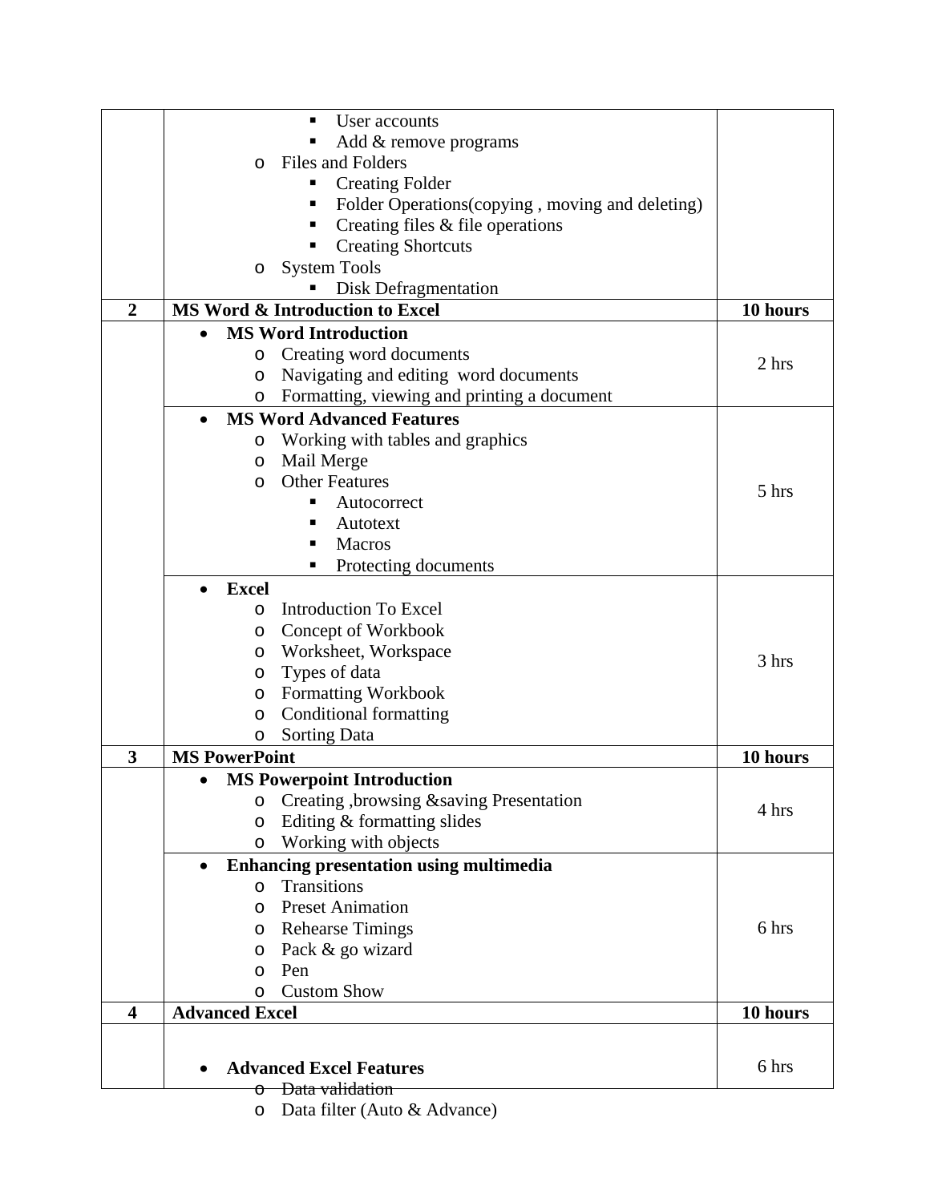| | | |
|---|---|---|
| | ▪ User accounts<br>▪ Add & remove programs<br>o Files and Folders<br>▪ Creating Folder<br>▪ Folder Operations(copying , moving and deleting)<br>▪ Creating files & file operations<br>▪ Creating Shortcuts<br>o System Tools<br>▪ Disk Defragmentation | |
| **2** | **MS Word & Introduction to Excel** | **10 hours** |
| | • **MS Word Introduction**<br>o Creating word documents<br>o Navigating and editing word documents<br>o Formatting, viewing and printing a document | 2 hrs |
| | • **MS Word Advanced Features**<br>o Working with tables and graphics<br>o Mail Merge<br>o Other Features<br>▪ Autocorrect<br>▪ Autotext<br>▪ Macros<br>▪ Protecting documents | 5 hrs |
| | • **Excel**<br>o Introduction To Excel<br>o Concept of Workbook<br>o Worksheet, Workspace<br>o Types of data<br>o Formatting Workbook<br>o Conditional formatting<br>o Sorting Data | 3 hrs |
| **3** | **MS PowerPoint** | **10 hours** |
| | • **MS Powerpoint Introduction**<br>o Creating ,browsing &saving Presentation<br>o Editing & formatting slides<br>o Working with objects | 4 hrs |
| | • **Enhancing presentation using multimedia**<br>o Transitions<br>o Preset Animation<br>o Rehearse Timings<br>o Pack & go wizard<br>o Pen<br>o Custom Show | 6 hrs |
| **4** | **Advanced Excel** | **10 hours** |
| | • **Advanced Excel Features**<br>o Data validation<br>o Data filter (Auto & Advance) | 6 hrs |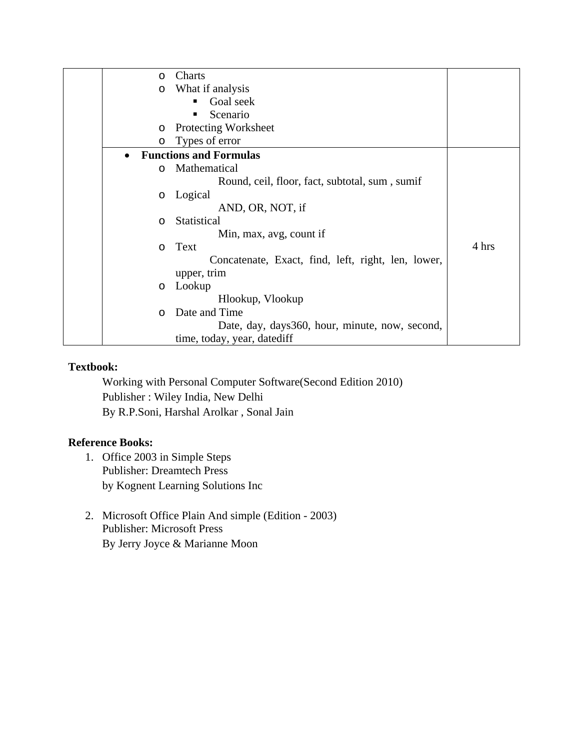| | | |
|---|---|---|
| | <ul><li>Charts</li><li>What if analysis<ul><li>Goal seek</li><li>Scenario</li></ul></li><li>Protecting Worksheet</li><li>Types of error</li></ul> | |
| | **• Functions and Formulas**<ul><li>Mathematical<br>Round, ceil, floor, fact, subtotal, sum , sumif</li><li>Logical<br>AND, OR, NOT, if</li><li>Statistical<br>Min, max, avg, count if</li><li>Text<br>Concatenate, Exact, find, left, right, len, lower, upper, trim</li><li>Lookup<br>Hlookup, Vlookup</li><li>Date and Time<br>Date, day, days360, hour, minute, now, second, time, today, year, datediff</li></ul> | 4 hrs |

**Textbook:**

Working with Personal Computer Software(Second Edition 2010)
Publisher : Wiley India, New Delhi
By R.P.Soni, Harshal Arolkar , Sonal Jain

**Reference Books:**

1. Office 2003 in Simple Steps
   Publisher: Dreamtech Press
   by Kognent Learning Solutions Inc

2. Microsoft Office Plain And simple (Edition - 2003)
   Publisher: Microsoft Press
   By Jerry Joyce & Marianne Moon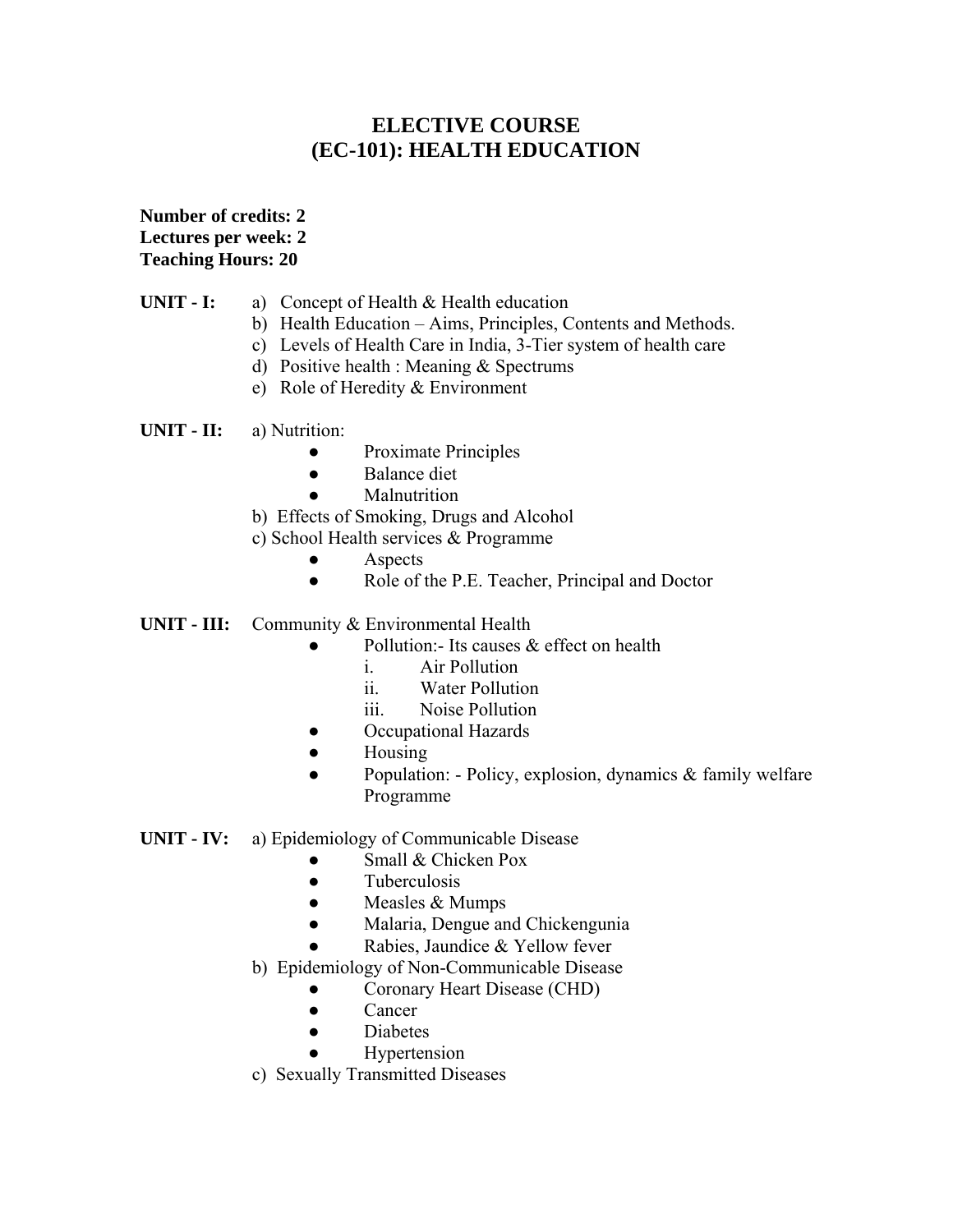# ELECTIVE COURSE
# (EC-101): HEALTH EDUCATION

**Number of credits: 2**
**Lectures per week: 2**
**Teaching Hours: 20**

**UNIT - I:**

a) Concept of Health & Health education
b) Health Education – Aims, Principles, Contents and Methods.
c) Levels of Health Care in India, 3-Tier system of health care
d) Positive health : Meaning & Spectrums
e) Role of Heredity & Environment

**UNIT - II:**

a) Nutrition:
- Proximate Principles
- Balance diet
- Malnutrition

b) Effects of Smoking, Drugs and Alcohol

c) School Health services & Programme
- Aspects
- Role of the P.E. Teacher, Principal and Doctor

**UNIT - III:** Community & Environmental Health

- Pollution:- Its causes & effect on health
  - i. Air Pollution
  - ii. Water Pollution
  - iii. Noise Pollution
- Occupational Hazards
- Housing
- Population: - Policy, explosion, dynamics & family welfare Programme

**UNIT - IV:**

a) Epidemiology of Communicable Disease
- Small & Chicken Pox
- Tuberculosis
- Measles & Mumps
- Malaria, Dengue and Chickengunia
- Rabies, Jaundice & Yellow fever

b) Epidemiology of Non-Communicable Disease
- Coronary Heart Disease (CHD)
- Cancer
- Diabetes
- Hypertension

c) Sexually Transmitted Diseases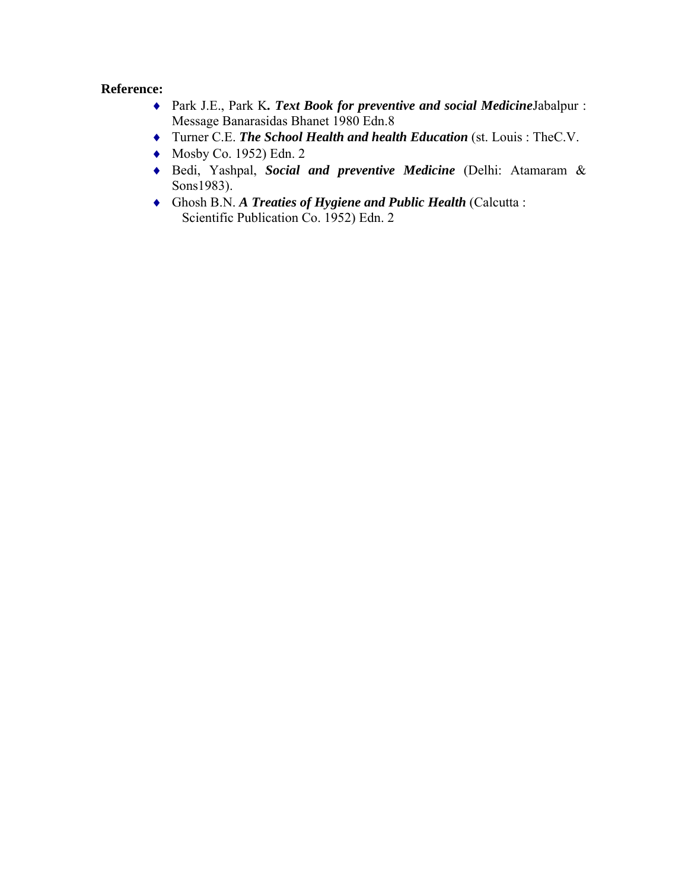**Reference:**

- Park J.E., Park K***. Text Book for preventive and social Medicine***Jabalpur : Message Banarasidas Bhanet 1980 Edn.8
- Turner C.E. ***The School Health and health Education*** (st. Louis : TheC.V.
- Mosby Co. 1952) Edn. 2
- Bedi, Yashpal, ***Social and preventive Medicine*** (Delhi: Atamaram & Sons1983).
- Ghosh B.N. ***A Treaties of Hygiene and Public Health*** (Calcutta : Scientific Publication Co. 1952) Edn. 2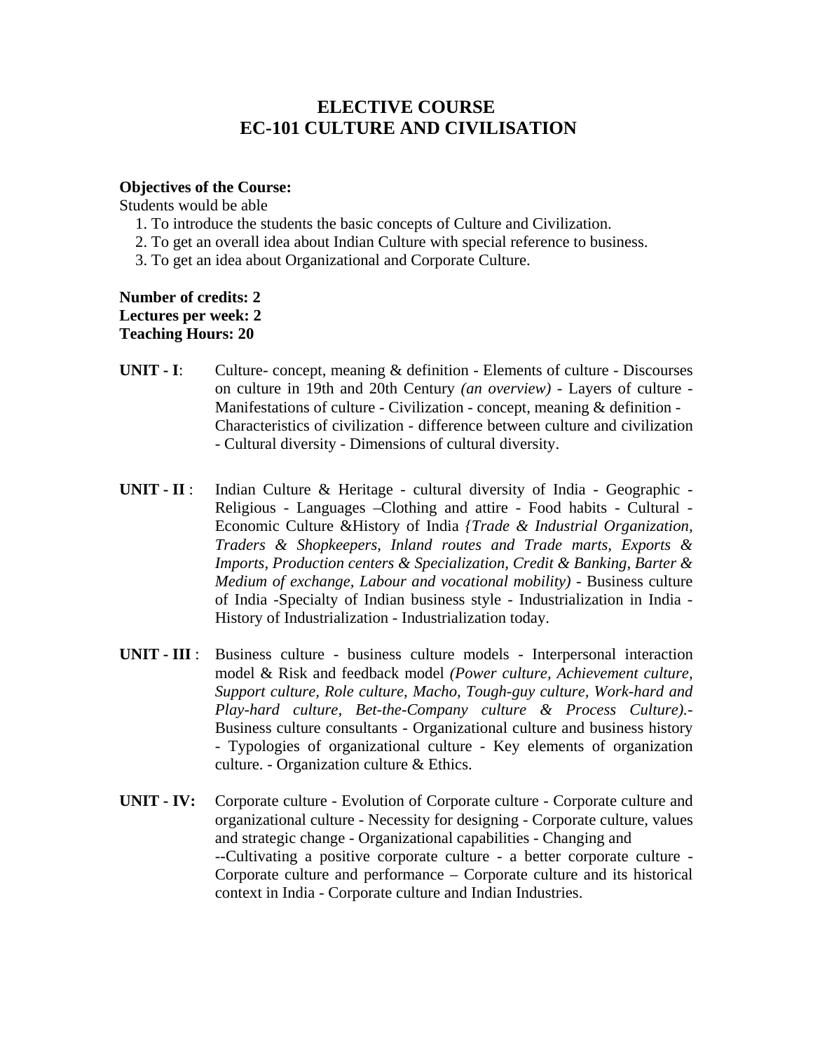# ELECTIVE COURSE
# EC-101 CULTURE AND CIVILISATION

**Objectives of the Course:**
Students would be able

1. To introduce the students the basic concepts of Culture and Civilization.
2. To get an overall idea about Indian Culture with special reference to business.
3. To get an idea about Organizational and Corporate Culture.

**Number of credits: 2**
**Lectures per week: 2**
**Teaching Hours: 20**

**UNIT - I**: Culture- concept, meaning & definition - Elements of culture - Discourses on culture in 19th and 20th Century *(an overview)* - Layers of culture - Manifestations of culture - Civilization - concept, meaning & definition - Characteristics of civilization - difference between culture and civilization - Cultural diversity - Dimensions of cultural diversity.

**UNIT - II** : Indian Culture & Heritage - cultural diversity of India - Geographic - Religious - Languages –Clothing and attire - Food habits - Cultural - Economic Culture &History of India *{Trade & Industrial Organization, Traders & Shopkeepers, Inland routes and Trade marts, Exports & Imports, Production centers & Specialization, Credit & Banking, Barter & Medium of exchange, Labour and vocational mobility)* - Business culture of India -Specialty of Indian business style - Industrialization in India - History of Industrialization - Industrialization today.

**UNIT - III** : Business culture - business culture models - Interpersonal interaction model & Risk and feedback model *(Power culture, Achievement culture, Support culture, Role culture, Macho, Tough-guy culture, Work-hard and Play-hard culture, Bet-the-Company culture & Process Culture).*- Business culture consultants - Organizational culture and business history - Typologies of organizational culture - Key elements of organization culture. - Organization culture & Ethics.

**UNIT - IV:** Corporate culture - Evolution of Corporate culture - Corporate culture and organizational culture - Necessity for designing - Corporate culture, values and strategic change - Organizational capabilities - Changing and --Cultivating a positive corporate culture - a better corporate culture - Corporate culture and performance – Corporate culture and its historical context in India - Corporate culture and Indian Industries.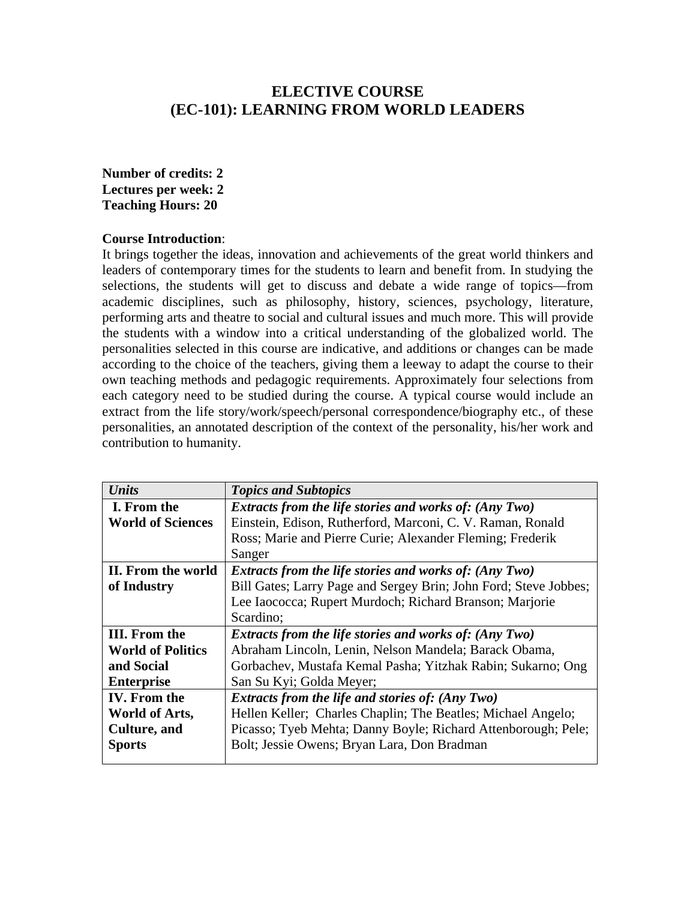# ELECTIVE COURSE
# (EC-101): LEARNING FROM WORLD LEADERS

**Number of credits: 2**
**Lectures per week: 2**
**Teaching Hours: 20**

**Course Introduction**:

It brings together the ideas, innovation and achievements of the great world thinkers and leaders of contemporary times for the students to learn and benefit from. In studying the selections, the students will get to discuss and debate a wide range of topics—from academic disciplines, such as philosophy, history, sciences, psychology, literature, performing arts and theatre to social and cultural issues and much more. This will provide the students with a window into a critical understanding of the globalized world. The personalities selected in this course are indicative, and additions or changes can be made according to the choice of the teachers, giving them a leeway to adapt the course to their own teaching methods and pedagogic requirements. Approximately four selections from each category need to be studied during the course. A typical course would include an extract from the life story/work/speech/personal correspondence/biography etc., of these personalities, an annotated description of the context of the personality, his/her work and contribution to humanity.

| *Units* | *Topics and Subtopics* |
|---|---|
| **I. From the World of Sciences** | ***Extracts from the life stories and works of: (Any Two)*** Einstein, Edison, Rutherford, Marconi, C. V. Raman, Ronald Ross; Marie and Pierre Curie; Alexander Fleming; Frederik Sanger |
| **II. From the world of Industry** | ***Extracts from the life stories and works of: (Any Two)*** Bill Gates; Larry Page and Sergey Brin; John Ford; Steve Jobbes; Lee Iaococca; Rupert Murdoch; Richard Branson; Marjorie Scardino; |
| **III. From the World of Politics and Social Enterprise** | ***Extracts from the life stories and works of: (Any Two)*** Abraham Lincoln, Lenin, Nelson Mandela; Barack Obama, Gorbachev, Mustafa Kemal Pasha; Yitzhak Rabin; Sukarno; Ong San Su Kyi; Golda Meyer; |
| **IV. From the World of Arts, Culture, and Sports** | ***Extracts from the life and stories of: (Any Two)*** Hellen Keller; Charles Chaplin; The Beatles; Michael Angelo; Picasso; Tyeb Mehta; Danny Boyle; Richard Attenborough; Pele; Bolt; Jessie Owens; Bryan Lara, Don Bradman |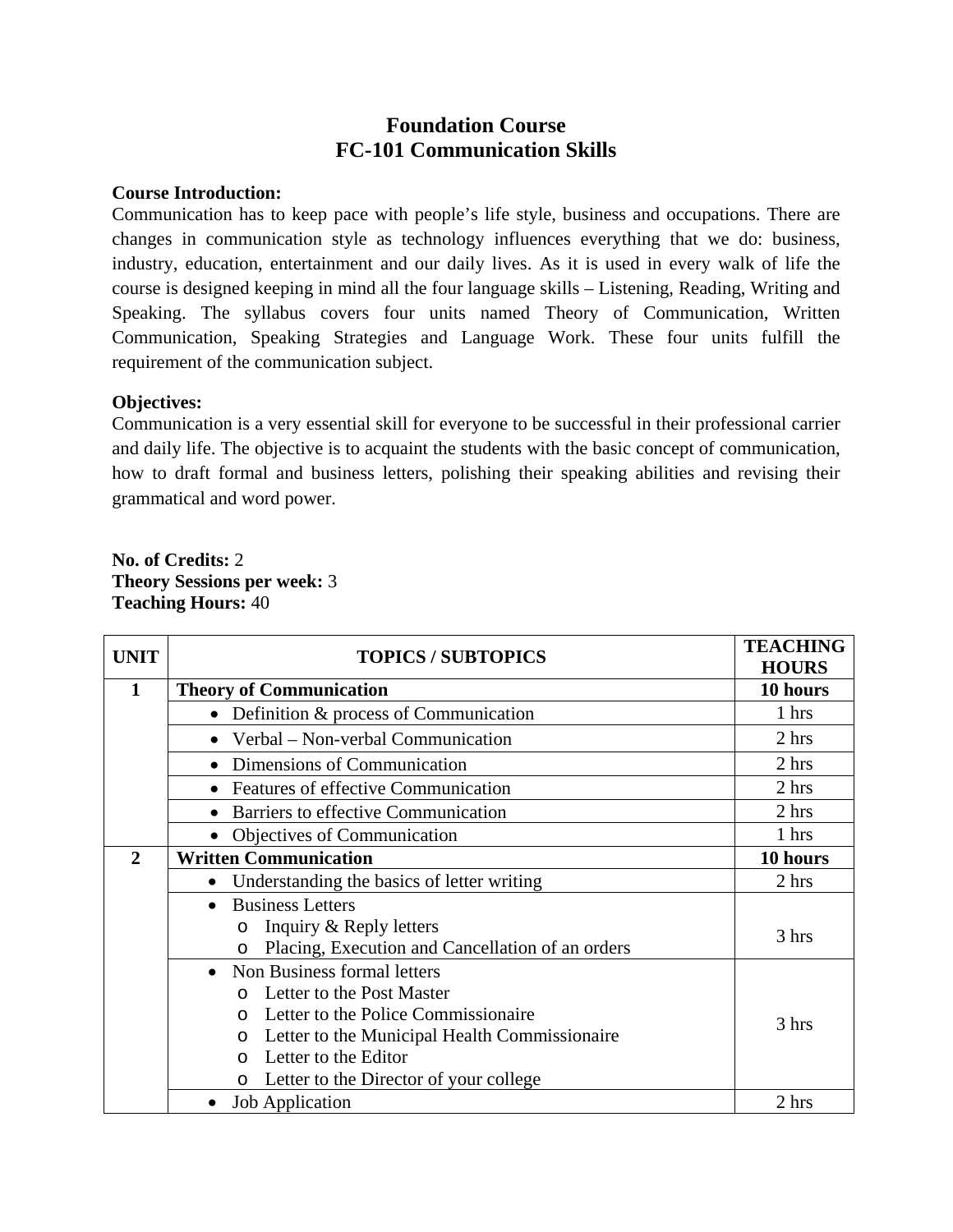# Foundation Course
## FC-101 Communication Skills

**Course Introduction:**
Communication has to keep pace with people's life style, business and occupations. There are changes in communication style as technology influences everything that we do: business, industry, education, entertainment and our daily lives. As it is used in every walk of life the course is designed keeping in mind all the four language skills – Listening, Reading, Writing and Speaking. The syllabus covers four units named Theory of Communication, Written Communication, Speaking Strategies and Language Work. These four units fulfill the requirement of the communication subject.

**Objectives:**
Communication is a very essential skill for everyone to be successful in their professional carrier and daily life. The objective is to acquaint the students with the basic concept of communication, how to draft formal and business letters, polishing their speaking abilities and revising their grammatical and word power.

**No. of Credits:** 2
**Theory Sessions per week:** 3
**Teaching Hours:** 40

| UNIT | TOPICS / SUBTOPICS | TEACHING HOURS |
|---|---|---|
| **1** | **Theory of Communication** | **10 hours** |
| | • Definition & process of Communication | 1 hrs |
| | • Verbal – Non-verbal Communication | 2 hrs |
| | • Dimensions of Communication | 2 hrs |
| | • Features of effective Communication | 2 hrs |
| | • Barriers to effective Communication | 2 hrs |
| | • Objectives of Communication | 1 hrs |
| **2** | **Written Communication** | **10 hours** |
| | • Understanding the basics of letter writing | 2 hrs |
| | • Business Letters<br>o Inquiry & Reply letters<br>o Placing, Execution and Cancellation of an orders | 3 hrs |
| | • Non Business formal letters<br>o Letter to the Post Master<br>o Letter to the Police Commissionaire<br>o Letter to the Municipal Health Commissionaire<br>o Letter to the Editor<br>o Letter to the Director of your college | 3 hrs |
| | • Job Application | 2 hrs |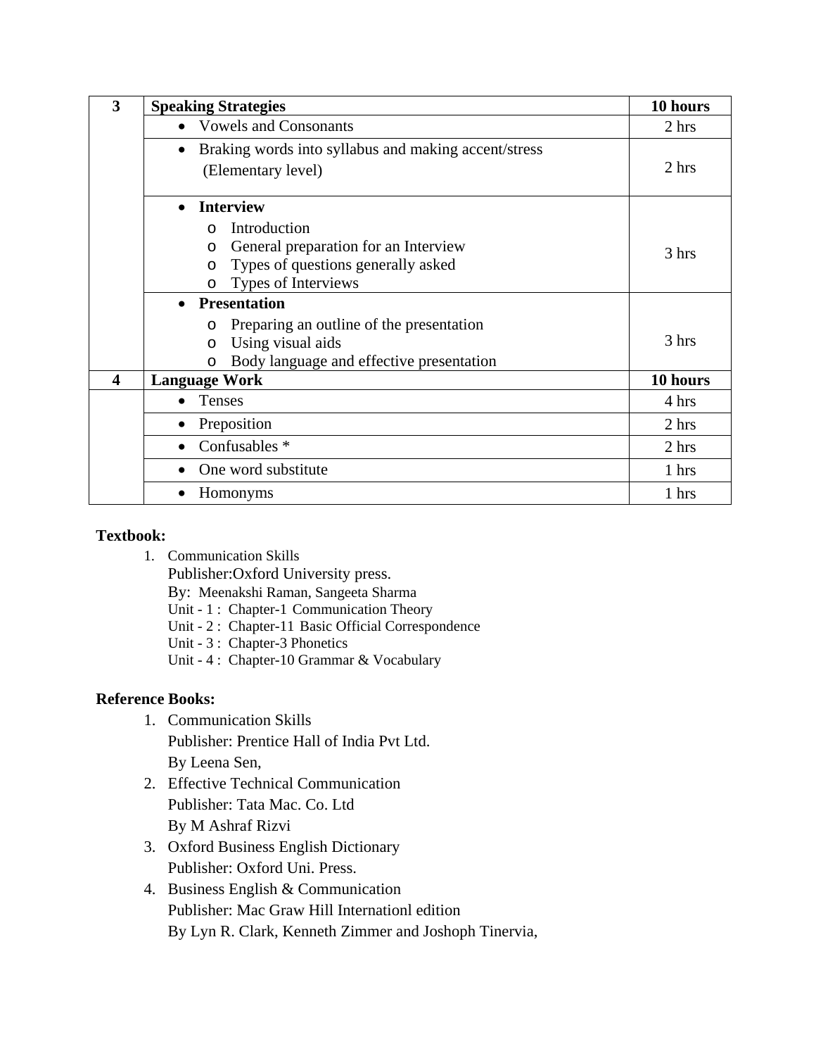| 3 | **Speaking Strategies** | **10 hours** |
|---|---|---|
| | • Vowels and Consonants | 2 hrs |
| | • Braking words into syllabus and making accent/stress (Elementary level) | 2 hrs |
| | • **Interview**<br>o Introduction<br>o General preparation for an Interview<br>o Types of questions generally asked<br>o Types of Interviews | 3 hrs |
| | • **Presentation**<br>o Preparing an outline of the presentation<br>o Using visual aids<br>o Body language and effective presentation | 3 hrs |
| **4** | **Language Work** | **10 hours** |
| | • Tenses | 4 hrs |
| | • Preposition | 2 hrs |
| | • Confusables * | 2 hrs |
| | • One word substitute | 1 hrs |
| | • Homonyms | 1 hrs |

**Textbook:**

1. Communication Skills
   Publisher:Oxford University press.
   By: Meenakshi Raman, Sangeeta Sharma
   Unit - 1 : Chapter-1 Communication Theory
   Unit - 2 : Chapter-11 Basic Official Correspondence
   Unit - 3 : Chapter-3 Phonetics
   Unit - 4 : Chapter-10 Grammar & Vocabulary

**Reference Books:**

1. Communication Skills
   Publisher: Prentice Hall of India Pvt Ltd.
   By Leena Sen,
2. Effective Technical Communication
   Publisher: Tata Mac. Co. Ltd
   By M Ashraf Rizvi
3. Oxford Business English Dictionary
   Publisher: Oxford Uni. Press.
4. Business English & Communication
   Publisher: Mac Graw Hill Internationl edition
   By Lyn R. Clark, Kenneth Zimmer and Joshoph Tinervia,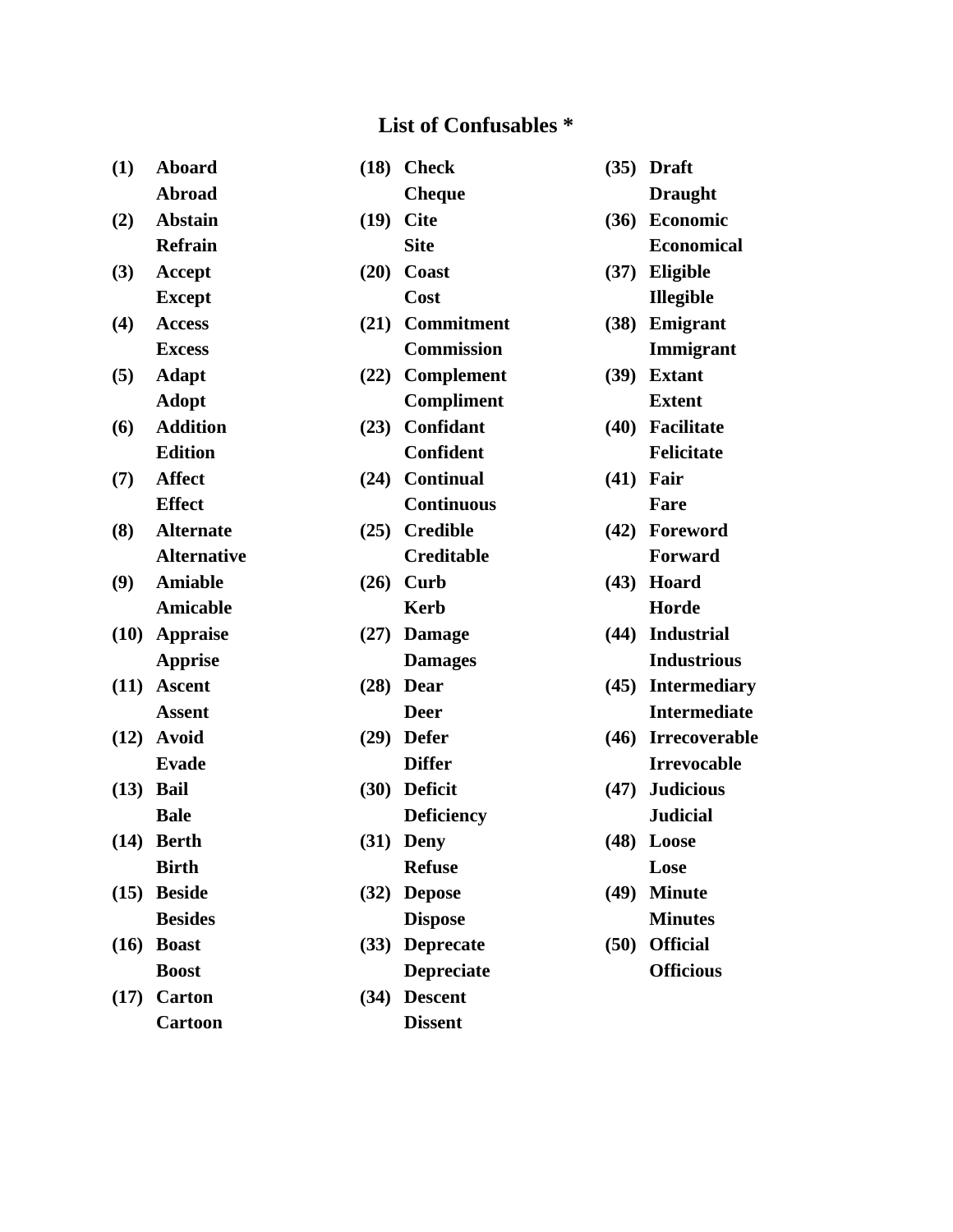## List of Confusables *

**(1)** **Aboard**
**Abroad**

**(2)** **Abstain**
**Refrain**

**(3)** **Accept**
**Except**

**(4)** **Access**
**Excess**

**(5)** **Adapt**
**Adopt**

**(6)** **Addition**
**Edition**

**(7)** **Affect**
**Effect**

**(8)** **Alternate**
**Alternative**

**(9)** **Amiable**
**Amicable**

**(10)** **Appraise**
**Apprise**

**(11)** **Ascent**
**Assent**

**(12)** **Avoid**
**Evade**

**(13)** **Bail**
**Bale**

**(14)** **Berth**
**Birth**

**(15)** **Beside**
**Besides**

**(16)** **Boast**
**Boost**

**(17)** **Carton**
**Cartoon**

**(18)** **Check**
**Cheque**

**(19)** **Cite**
**Site**

**(20)** **Coast**
**Cost**

**(21)** **Commitment**
**Commission**

**(22)** **Complement**
**Compliment**

**(23)** **Confidant**
**Confident**

**(24)** **Continual**
**Continuous**

**(25)** **Credible**
**Creditable**

**(26)** **Curb**
**Kerb**

**(27)** **Damage**
**Damages**

**(28)** **Dear**
**Deer**

**(29)** **Defer**
**Differ**

**(30)** **Deficit**
**Deficiency**

**(31)** **Deny**
**Refuse**

**(32)** **Depose**
**Dispose**

**(33)** **Deprecate**
**Depreciate**

**(34)** **Descent**
**Dissent**

**(35)** **Draft**
**Draught**

**(36)** **Economic**
**Economical**

**(37)** **Eligible**
**Illegible**

**(38)** **Emigrant**
**Immigrant**

**(39)** **Extant**
**Extent**

**(40)** **Facilitate**
**Felicitate**

**(41)** **Fair**
**Fare**

**(42)** **Foreword**
**Forward**

**(43)** **Hoard**
**Horde**

**(44)** **Industrial**
**Industrious**

**(45)** **Intermediary**
**Intermediate**

**(46)** **Irrecoverable**
**Irrevocable**

**(47)** **Judicious**
**Judicial**

**(48)** **Loose**
**Lose**

**(49)** **Minute**
**Minutes**

**(50)** **Official**
**Officious**